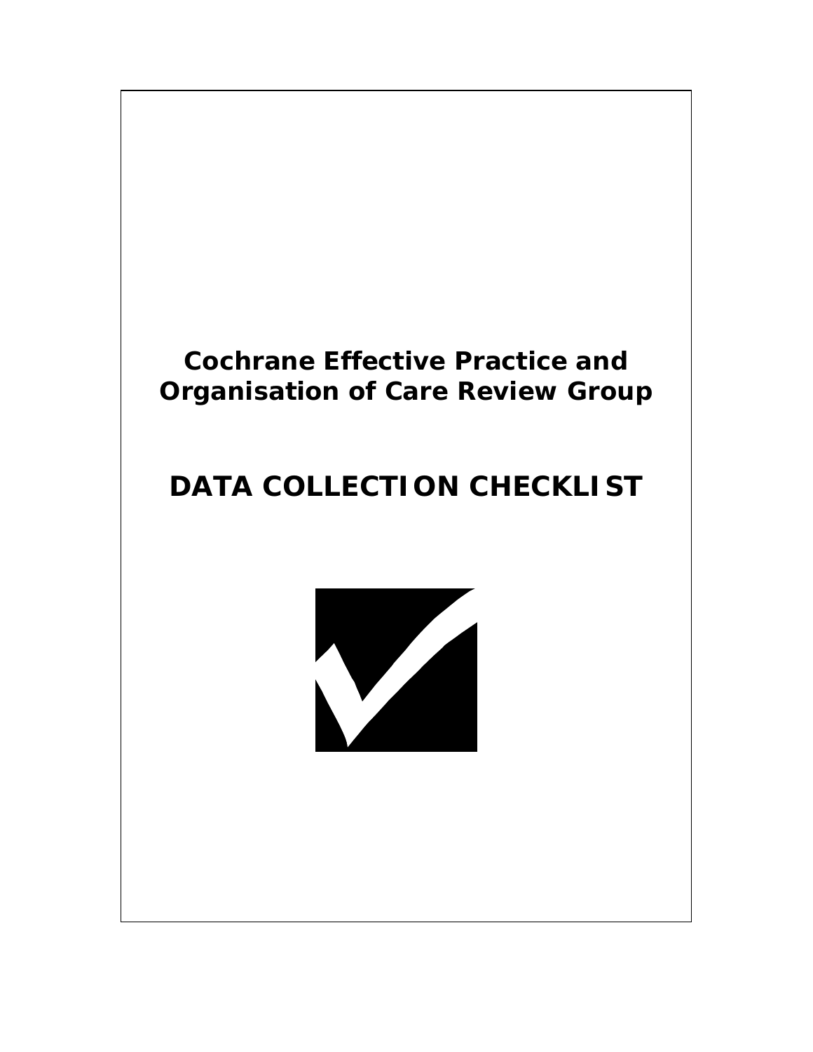# Cochrane Effective Practice and Organisation of Care Review Group

# DATA COLLECTION CHECKLIST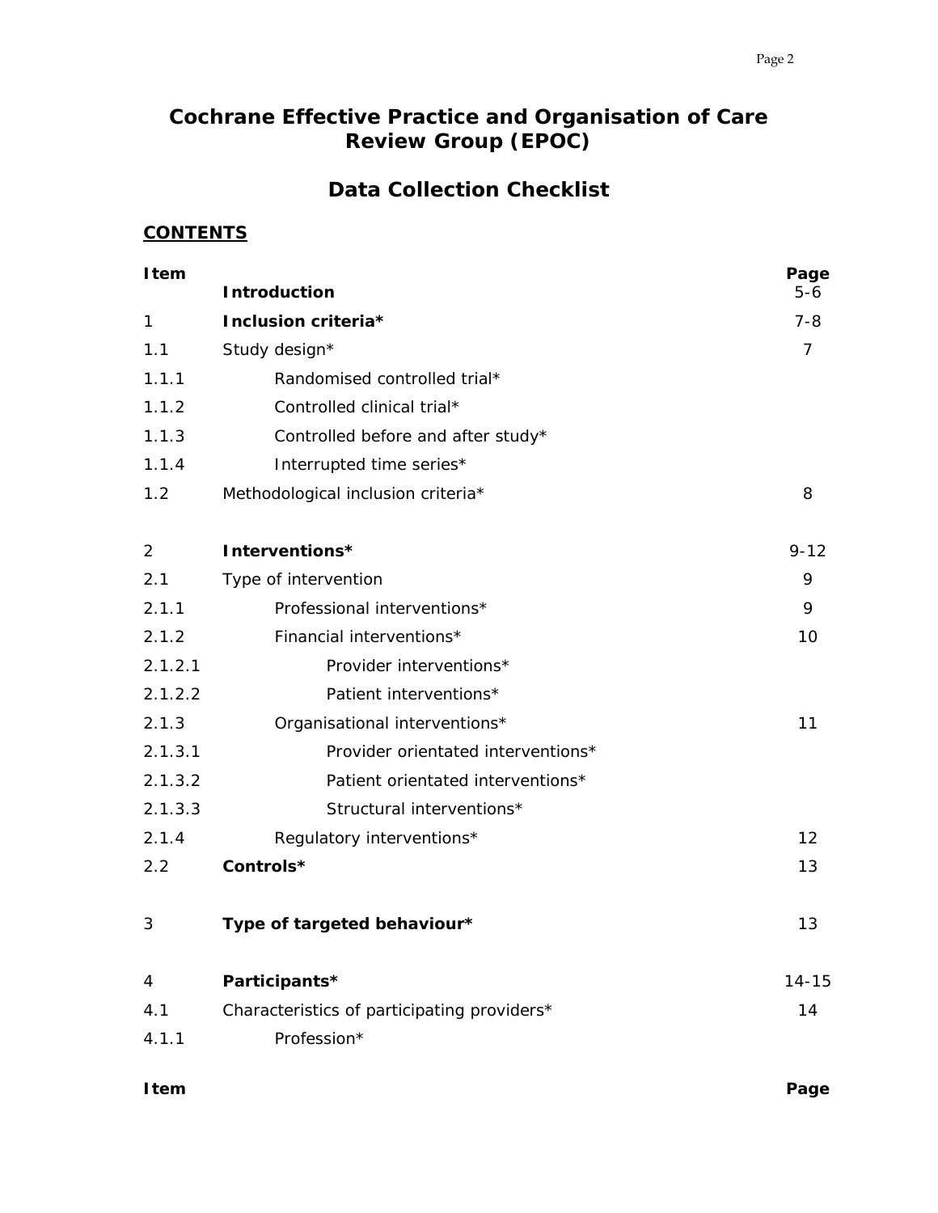# Cochrane Effective Practice and Organisation of Care Review Group (EPOC)

## Data Collection Checklist

**CONTENTS**

| **Item** | | **Page** |
|---|---|---|
| | **Introduction** | 5-6 |
| 1 | **Inclusion criteria*** | 7-8 |
| 1.1 | Study design* | 7 |
| 1.1.1 | Randomised controlled trial* | |
| 1.1.2 | Controlled clinical trial* | |
| 1.1.3 | Controlled before and after study* | |
| 1.1.4 | Interrupted time series* | |
| 1.2 | Methodological inclusion criteria* | 8 |
| | | |
| 2 | **Interventions*** | 9-12 |
| 2.1 | Type of intervention | 9 |
| 2.1.1 | Professional interventions* | 9 |
| 2.1.2 | Financial interventions* | 10 |
| 2.1.2.1 | Provider interventions* | |
| 2.1.2.2 | Patient interventions* | |
| 2.1.3 | Organisational interventions* | 11 |
| 2.1.3.1 | Provider orientated interventions* | |
| 2.1.3.2 | Patient orientated interventions* | |
| 2.1.3.3 | Structural interventions* | |
| 2.1.4 | Regulatory interventions* | 12 |
| 2.2 | **Controls*** | 13 |
| | | |
| 3 | **Type of targeted behaviour*** | 13 |
| | | |
| 4 | **Participants*** | 14-15 |
| 4.1 | Characteristics of participating providers* | 14 |
| 4.1.1 | Profession* | |

| **Item** | | **Page** |
|---|---|---|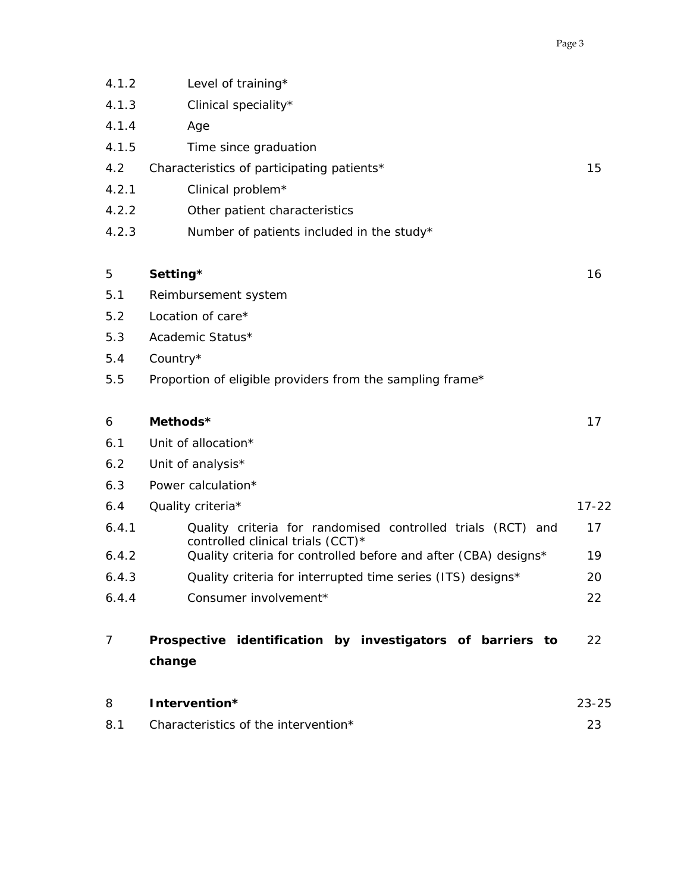| | | |
|---|---|---|
| 4.1.2 | Level of training* | |
| 4.1.3 | Clinical speciality* | |
| 4.1.4 | Age | |
| 4.1.5 | Time since graduation | |
| 4.2 | Characteristics of participating patients* | 15 |
| 4.2.1 | Clinical problem* | |
| 4.2.2 | Other patient characteristics | |
| 4.2.3 | Number of patients included in the study* | |
| | | |
| 5 | **Setting*** | 16 |
| 5.1 | Reimbursement system | |
| 5.2 | Location of care* | |
| 5.3 | Academic Status* | |
| 5.4 | Country* | |
| 5.5 | Proportion of eligible providers from the sampling frame* | |
| | | |
| 6 | **Methods*** | 17 |
| 6.1 | Unit of allocation* | |
| 6.2 | Unit of analysis* | |
| 6.3 | Power calculation* | |
| 6.4 | Quality criteria* | 17-22 |
| 6.4.1 | Quality criteria for randomised controlled trials (RCT) and controlled clinical trials (CCT)* | 17 |
| 6.4.2 | Quality criteria for controlled before and after (CBA) designs* | 19 |
| 6.4.3 | Quality criteria for interrupted time series (ITS) designs* | 20 |
| 6.4.4 | Consumer involvement* | 22 |
| | | |
| 7 | **Prospective identification by investigators of barriers to change** | 22 |
| | | |
| 8 | **Intervention*** | 23-25 |
| 8.1 | Characteristics of the intervention* | 23 |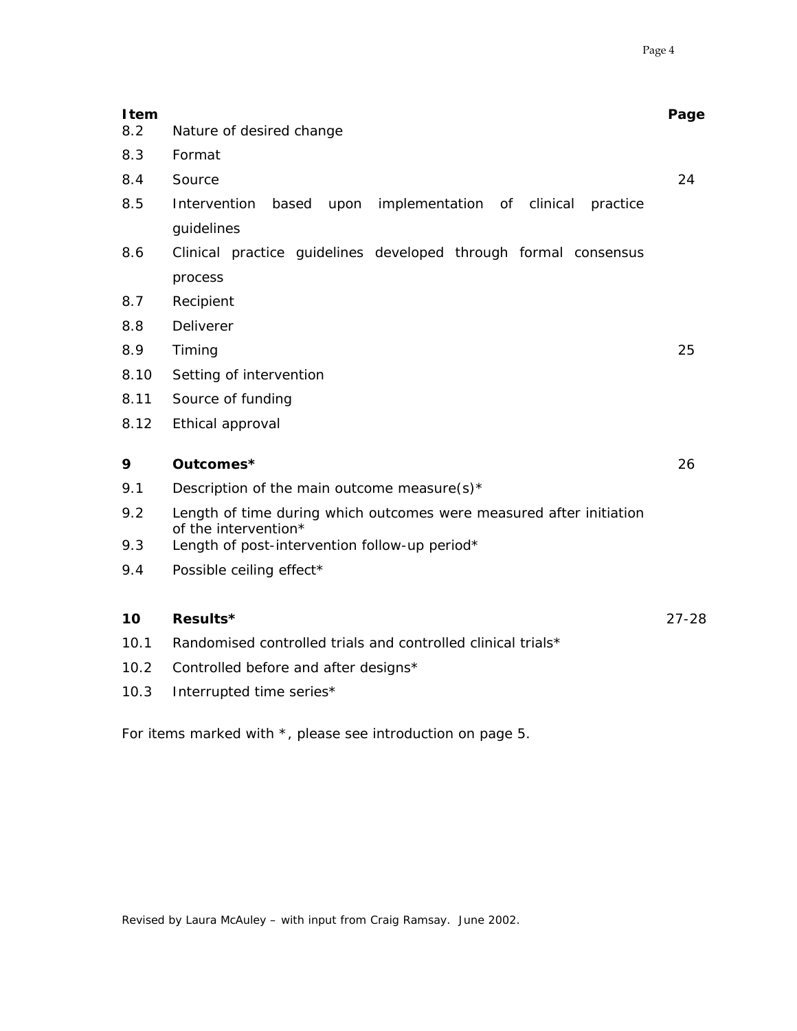| Item | | Page |
|---|---|---|
| 8.2 | Nature of desired change | |
| 8.3 | Format | |
| 8.4 | Source | 24 |
| 8.5 | Intervention based upon implementation of clinical practice guidelines | |
| 8.6 | Clinical practice guidelines developed through formal consensus process | |
| 8.7 | Recipient | |
| 8.8 | Deliverer | |
| 8.9 | Timing | 25 |
| 8.10 | Setting of intervention | |
| 8.11 | Source of funding | |
| 8.12 | Ethical approval | |
| **9** | **Outcomes*** | 26 |
| 9.1 | Description of the main outcome measure(s)* | |
| 9.2 | Length of time during which outcomes were measured after initiation of the intervention* | |
| 9.3 | Length of post-intervention follow-up period* | |
| 9.4 | Possible ceiling effect* | |
| **10** | **Results*** | 27-28 |
| 10.1 | Randomised controlled trials and controlled clinical trials* | |
| 10.2 | Controlled before and after designs* | |
| 10.3 | Interrupted time series* | |

For items marked with *, please see introduction on page 5.

Revised by Laura McAuley – with input from Craig Ramsay. June 2002.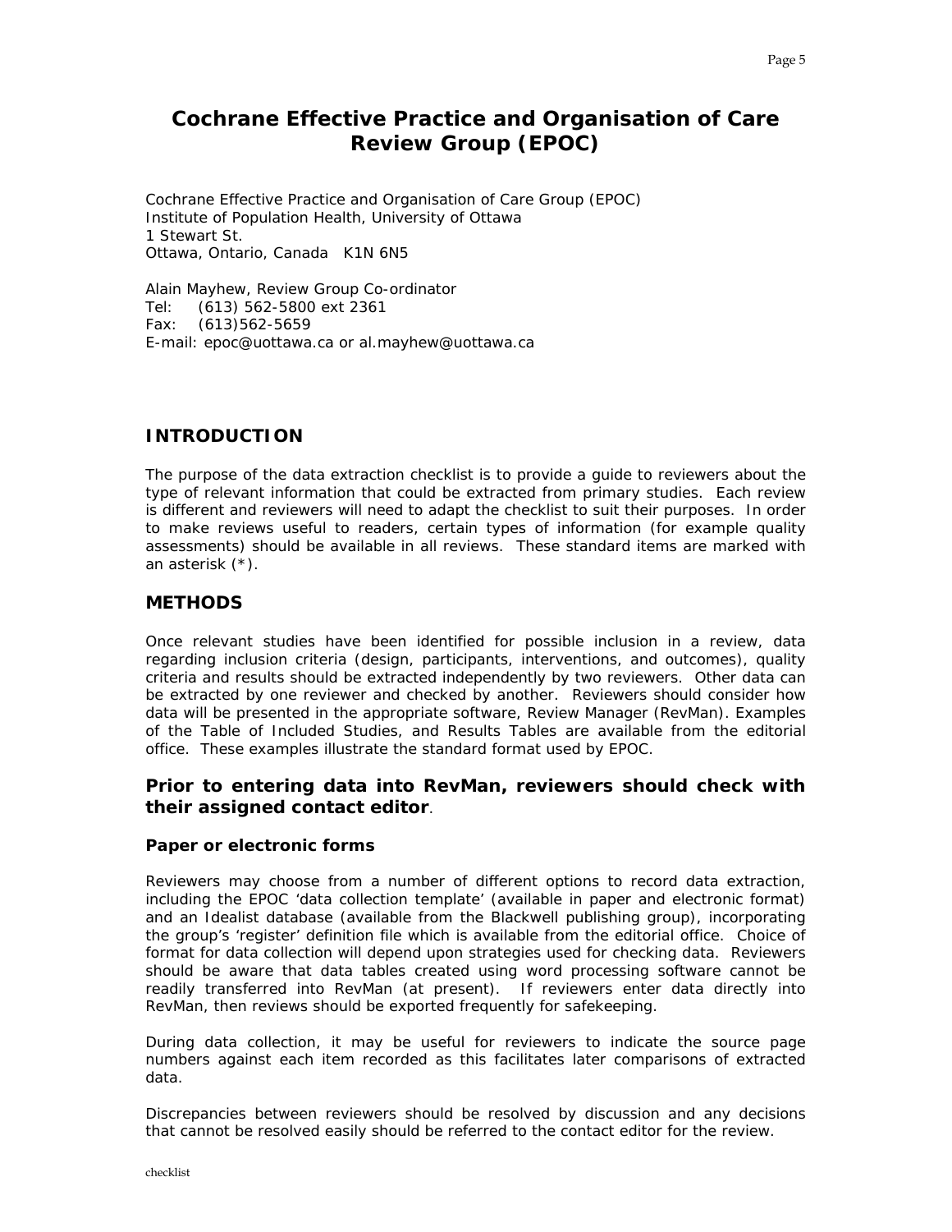# Cochrane Effective Practice and Organisation of Care Review Group (EPOC)

Cochrane Effective Practice and Organisation of Care Group (EPOC)
Institute of Population Health, University of Ottawa
1 Stewart St.
Ottawa, Ontario, Canada K1N 6N5

Alain Mayhew, Review Group Co-ordinator
Tel: (613) 562-5800 ext 2361
Fax: (613)562-5659
E-mail: epoc@uottawa.ca or al.mayhew@uottawa.ca

## INTRODUCTION

The purpose of the data extraction checklist is to provide a guide to reviewers about the type of relevant information that could be extracted from primary studies. Each review is different and reviewers will need to adapt the checklist to suit their purposes. In order to make reviews useful to readers, certain types of information (for example quality assessments) should be available in all reviews. These standard items are marked with an asterisk (*).

## METHODS

Once relevant studies have been identified for possible inclusion in a review, data regarding inclusion criteria (design, participants, interventions, and outcomes), quality criteria and results should be extracted independently by two reviewers. Other data can be extracted by one reviewer and checked by another. Reviewers should consider how data will be presented in the appropriate software, Review Manager (RevMan). Examples of the Table of Included Studies, and Results Tables are available from the editorial office. These examples illustrate the standard format used by EPOC.

### **Prior to entering data into RevMan, reviewers should check with their assigned contact editor**.

#### Paper or electronic forms

Reviewers may choose from a number of different options to record data extraction, including the EPOC 'data collection template' (available in paper and electronic format) and an Idealist database (available from the Blackwell publishing group), incorporating the group's 'register' definition file which is available from the editorial office. Choice of format for data collection will depend upon strategies used for checking data. Reviewers should be aware that data tables created using word processing software cannot be readily transferred into RevMan (at present). If reviewers enter data directly into RevMan, then reviews should be exported frequently for safekeeping.

During data collection, it may be useful for reviewers to indicate the source page numbers against each item recorded as this facilitates later comparisons of extracted data.

Discrepancies between reviewers should be resolved by discussion and any decisions that cannot be resolved easily should be referred to the contact editor for the review.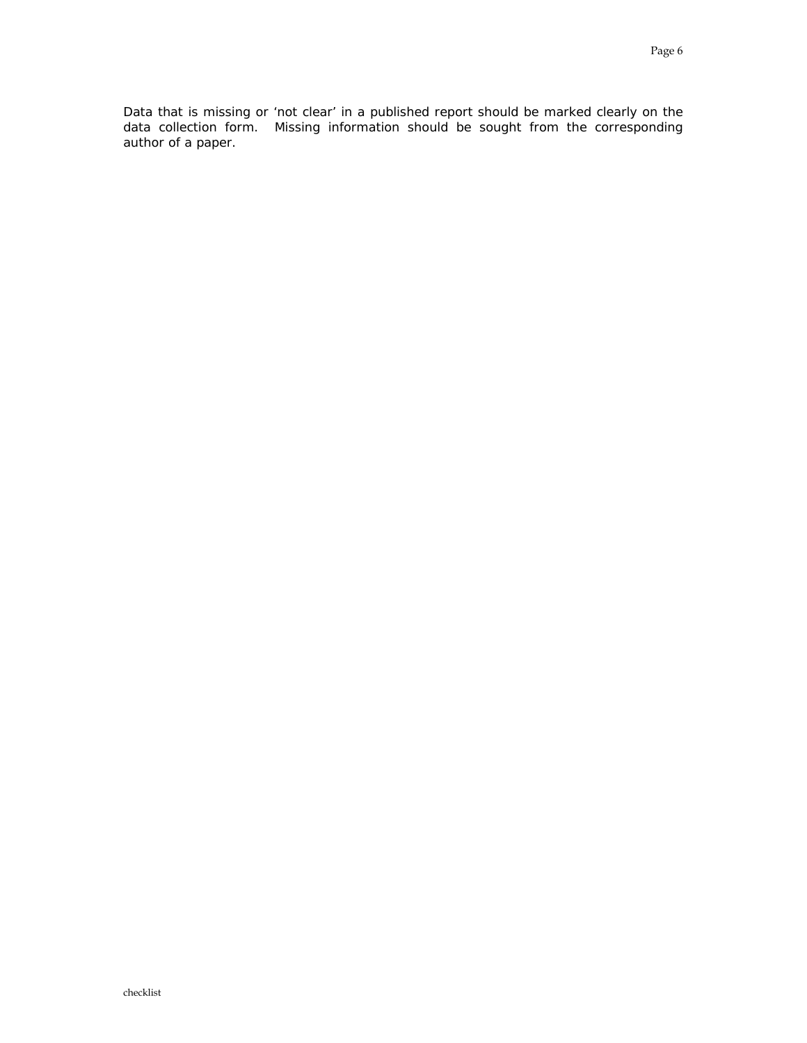Data that is missing or 'not clear' in a published report should be marked clearly on the data collection form. Missing information should be sought from the corresponding author of a paper.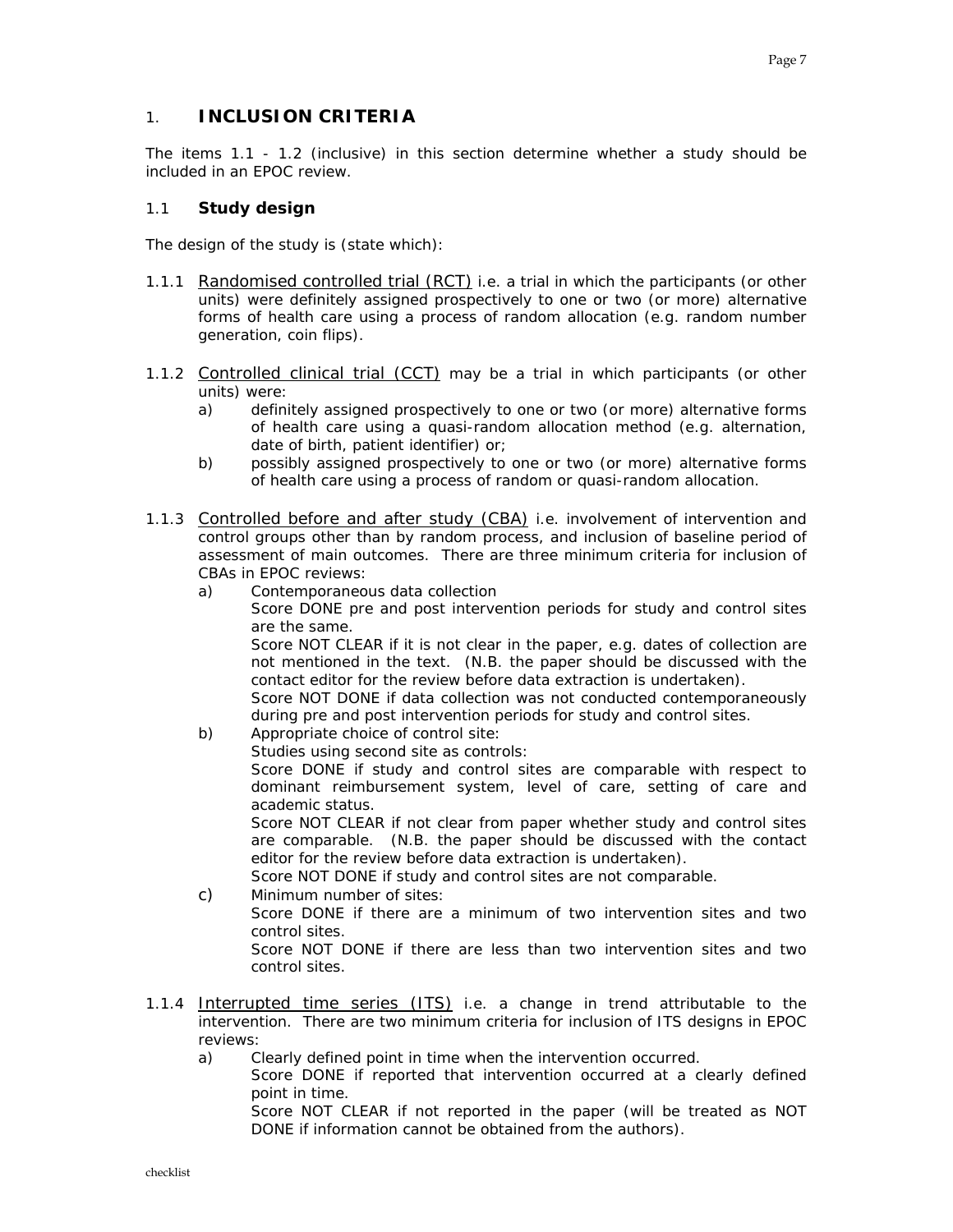## 1. INCLUSION CRITERIA

The items 1.1 - 1.2 (inclusive) in this section determine whether a study should be included in an EPOC review.

### 1.1 Study design

The design of the study is (state which):

1.1.1 Randomised controlled trial (RCT) i.e. a trial in which the participants (or other units) were definitely assigned prospectively to one or two (or more) alternative forms of health care using a process of random allocation (e.g. random number generation, coin flips).

1.1.2 Controlled clinical trial (CCT) may be a trial in which participants (or other units) were:

- a) definitely assigned prospectively to one or two (or more) alternative forms of health care using a quasi-random allocation method (e.g. alternation, date of birth, patient identifier) or;
- b) possibly assigned prospectively to one or two (or more) alternative forms of health care using a process of random or quasi-random allocation.

1.1.3 Controlled before and after study (CBA) i.e. involvement of intervention and control groups other than by random process, and inclusion of baseline period of assessment of main outcomes. There are three minimum criteria for inclusion of CBAs in EPOC reviews:

- a) Contemporaneous data collection
  Score DONE pre and post intervention periods for study and control sites are the same.
  Score NOT CLEAR if it is not clear in the paper, e.g. dates of collection are not mentioned in the text. (N.B. the paper should be discussed with the contact editor for the review before data extraction is undertaken).
  Score NOT DONE if data collection was not conducted contemporaneously during pre and post intervention periods for study and control sites.
- b) Appropriate choice of control site:
  Studies using second site as controls:
  Score DONE if study and control sites are comparable with respect to dominant reimbursement system, level of care, setting of care and academic status.
  Score NOT CLEAR if not clear from paper whether study and control sites are comparable. (N.B. the paper should be discussed with the contact editor for the review before data extraction is undertaken).
  Score NOT DONE if study and control sites are not comparable.
- c) Minimum number of sites:
  Score DONE if there are a minimum of two intervention sites and two control sites.
  Score NOT DONE if there are less than two intervention sites and two control sites.

1.1.4 Interrupted time series (ITS) i.e. a change in trend attributable to the intervention. There are two minimum criteria for inclusion of ITS designs in EPOC reviews:

- a) Clearly defined point in time when the intervention occurred.
  Score DONE if reported that intervention occurred at a clearly defined point in time.
  Score NOT CLEAR if not reported in the paper (will be treated as NOT DONE if information cannot be obtained from the authors).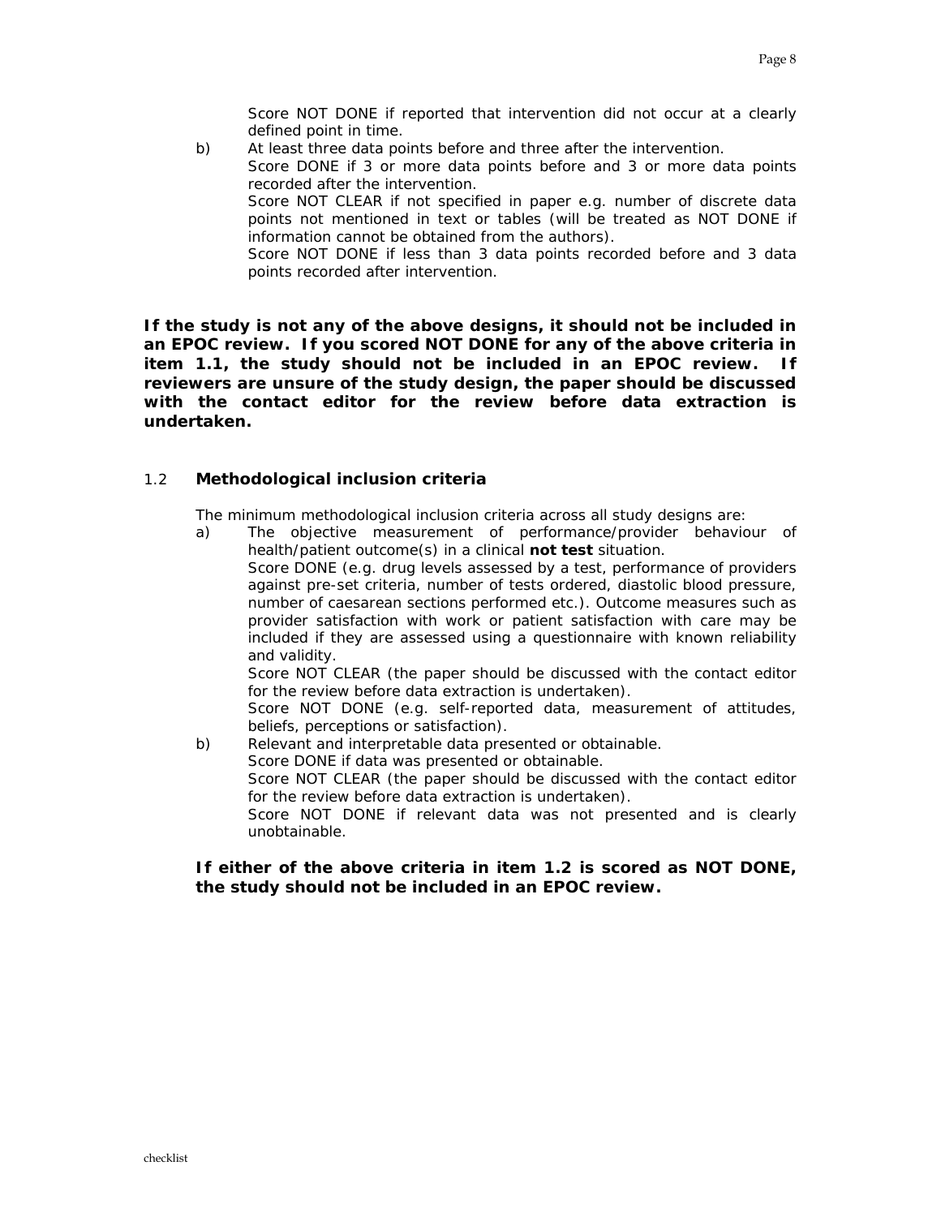Score NOT DONE if reported that intervention did not occur at a clearly defined point in time.

b) At least three data points before and three after the intervention.
Score DONE if 3 or more data points before and 3 or more data points recorded after the intervention.
Score NOT CLEAR if not specified in paper e.g. number of discrete data points not mentioned in text or tables (will be treated as NOT DONE if information cannot be obtained from the authors).
Score NOT DONE if less than 3 data points recorded before and 3 data points recorded after intervention.

**If the study is not any of the above designs, it should not be included in an EPOC review. If you scored NOT DONE for any of the above criteria in item 1.1, the study should not be included in an EPOC review. If reviewers are unsure of the study design, the paper should be discussed with the contact editor for the review before data extraction is undertaken.**

### 1.2 **Methodological inclusion criteria**

The minimum methodological inclusion criteria across all study designs are:

a) The objective measurement of performance/provider behaviour of health/patient outcome(s) in a clinical **not test** situation.
Score DONE (e.g. drug levels assessed by a test, performance of providers against pre-set criteria, number of tests ordered, diastolic blood pressure, number of caesarean sections performed etc.). Outcome measures such as provider satisfaction with work or patient satisfaction with care may be included if they are assessed using a questionnaire with known reliability and validity.
Score NOT CLEAR (the paper should be discussed with the contact editor for the review before data extraction is undertaken).
Score NOT DONE (e.g. self-reported data, measurement of attitudes, beliefs, perceptions or satisfaction).

b) Relevant and interpretable data presented or obtainable.
Score DONE if data was presented or obtainable.
Score NOT CLEAR (the paper should be discussed with the contact editor for the review before data extraction is undertaken).
Score NOT DONE if relevant data was not presented and is clearly unobtainable.

**If either of the above criteria in item 1.2 is scored as NOT DONE, the study should not be included in an EPOC review.**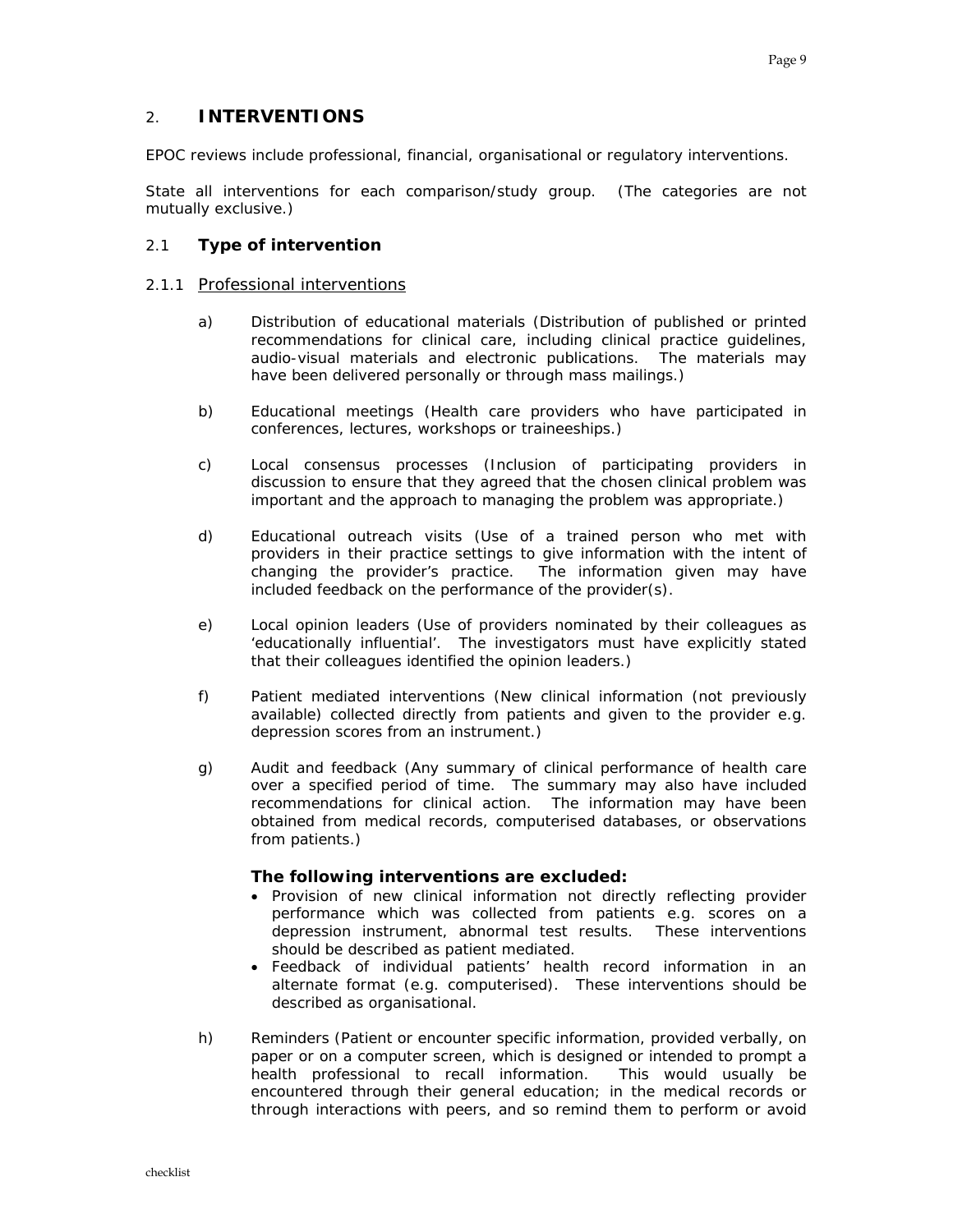## 2. INTERVENTIONS

EPOC reviews include professional, financial, organisational or regulatory interventions.

State all interventions for each comparison/study group. (The categories are not mutually exclusive.)

### 2.1 Type of intervention

#### 2.1.1 Professional interventions

a) Distribution of educational materials (Distribution of published or printed recommendations for clinical care, including clinical practice guidelines, audio-visual materials and electronic publications. The materials may have been delivered personally or through mass mailings.)

b) Educational meetings (Health care providers who have participated in conferences, lectures, workshops or traineeships.)

c) Local consensus processes (Inclusion of participating providers in discussion to ensure that they agreed that the chosen clinical problem was important and the approach to managing the problem was appropriate.)

d) Educational outreach visits (Use of a trained person who met with providers in their practice settings to give information with the intent of changing the provider's practice. The information given may have included feedback on the performance of the provider(s).

e) Local opinion leaders (Use of providers nominated by their colleagues as 'educationally influential'. The investigators must have explicitly stated that their colleagues identified the opinion leaders.)

f) Patient mediated interventions (New clinical information (not previously available) collected directly from patients and given to the provider e.g. depression scores from an instrument.)

g) Audit and feedback (Any summary of clinical performance of health care over a specified period of time. The summary may also have included recommendations for clinical action. The information may have been obtained from medical records, computerised databases, or observations from patients.)

**The following interventions are excluded:**

- Provision of new clinical information not directly reflecting provider performance which was collected from patients e.g. scores on a depression instrument, abnormal test results. These interventions should be described as patient mediated.
- Feedback of individual patients' health record information in an alternate format (e.g. computerised). These interventions should be described as organisational.

h) Reminders (Patient or encounter specific information, provided verbally, on paper or on a computer screen, which is designed or intended to prompt a health professional to recall information. This would usually be encountered through their general education; in the medical records or through interactions with peers, and so remind them to perform or avoid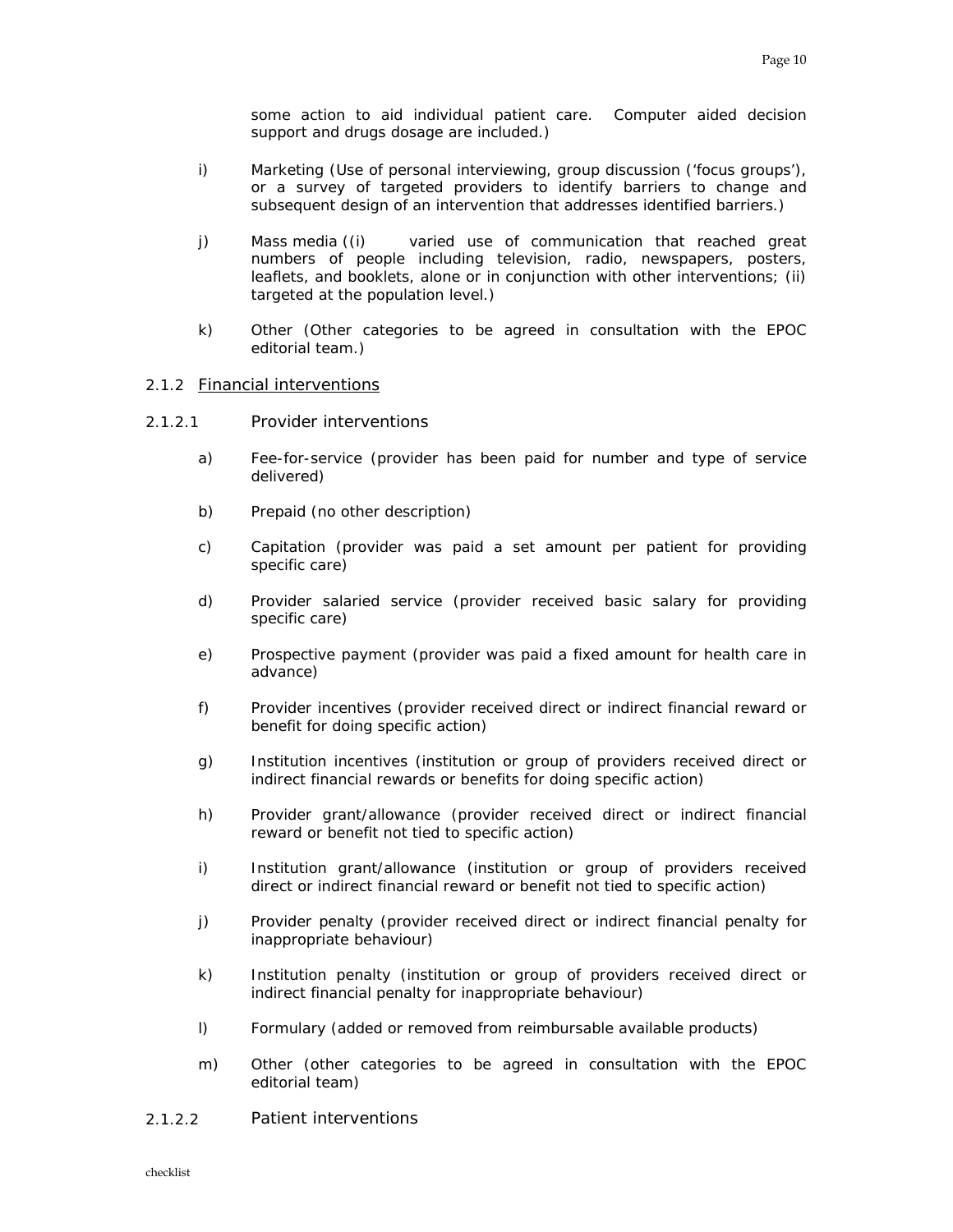some action to aid individual patient care. Computer aided decision support and drugs dosage are included.)

i) Marketing (Use of personal interviewing, group discussion ('focus groups'), or a survey of targeted providers to identify barriers to change and subsequent design of an intervention that addresses identified barriers.)

j) Mass media ((i) varied use of communication that reached great numbers of people including television, radio, newspapers, posters, leaflets, and booklets, alone or in conjunction with other interventions; (ii) targeted at the population level.)

k) Other (Other categories to be agreed in consultation with the EPOC editorial team.)

### 2.1.2 Financial interventions

#### 2.1.2.1 Provider interventions

a) Fee-for-service (provider has been paid for number and type of service delivered)

b) Prepaid (no other description)

c) Capitation (provider was paid a set amount per patient for providing specific care)

d) Provider salaried service (provider received basic salary for providing specific care)

e) Prospective payment (provider was paid a fixed amount for health care in advance)

f) Provider incentives (provider received direct or indirect financial reward or benefit for doing specific action)

g) Institution incentives (institution or group of providers received direct or indirect financial rewards or benefits for doing specific action)

h) Provider grant/allowance (provider received direct or indirect financial reward or benefit not tied to specific action)

i) Institution grant/allowance (institution or group of providers received direct or indirect financial reward or benefit not tied to specific action)

j) Provider penalty (provider received direct or indirect financial penalty for inappropriate behaviour)

k) Institution penalty (institution or group of providers received direct or indirect financial penalty for inappropriate behaviour)

l) Formulary (added or removed from reimbursable available products)

m) Other (other categories to be agreed in consultation with the EPOC editorial team)

#### 2.1.2.2 Patient interventions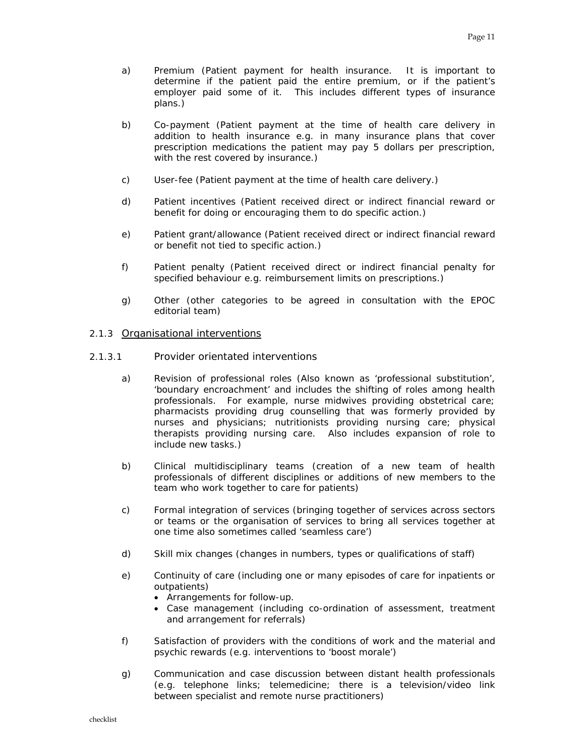a) Premium (Patient payment for health insurance. It is important to determine if the patient paid the entire premium, or if the patient's employer paid some of it. This includes different types of insurance plans.)

b) Co-payment (Patient payment at the time of health care delivery in addition to health insurance e.g. in many insurance plans that cover prescription medications the patient may pay 5 dollars per prescription, with the rest covered by insurance.)

c) User-fee (Patient payment at the time of health care delivery.)

d) Patient incentives (Patient received direct or indirect financial reward or benefit for doing or encouraging them to do specific action.)

e) Patient grant/allowance (Patient received direct or indirect financial reward or benefit not tied to specific action.)

f) Patient penalty (Patient received direct or indirect financial penalty for specified behaviour e.g. reimbursement limits on prescriptions.)

g) Other (other categories to be agreed in consultation with the EPOC editorial team)

### 2.1.3 Organisational interventions

#### 2.1.3.1 Provider orientated interventions

a) Revision of professional roles (Also known as 'professional substitution', 'boundary encroachment' and includes the shifting of roles among health professionals. For example, nurse midwives providing obstetrical care; pharmacists providing drug counselling that was formerly provided by nurses and physicians; nutritionists providing nursing care; physical therapists providing nursing care. Also includes expansion of role to include new tasks.)

b) Clinical multidisciplinary teams (creation of a new team of health professionals of different disciplines or additions of new members to the team who work together to care for patients)

c) Formal integration of services (bringing together of services across sectors or teams or the organisation of services to bring all services together at one time also sometimes called 'seamless care')

d) Skill mix changes (changes in numbers, types or qualifications of staff)

e) Continuity of care (including one or many episodes of care for inpatients or outpatients)
   - Arrangements for follow-up.
   - Case management (including co-ordination of assessment, treatment and arrangement for referrals)

f) Satisfaction of providers with the conditions of work and the material and psychic rewards (e.g. interventions to 'boost morale')

g) Communication and case discussion between distant health professionals (e.g. telephone links; telemedicine; there is a television/video link between specialist and remote nurse practitioners)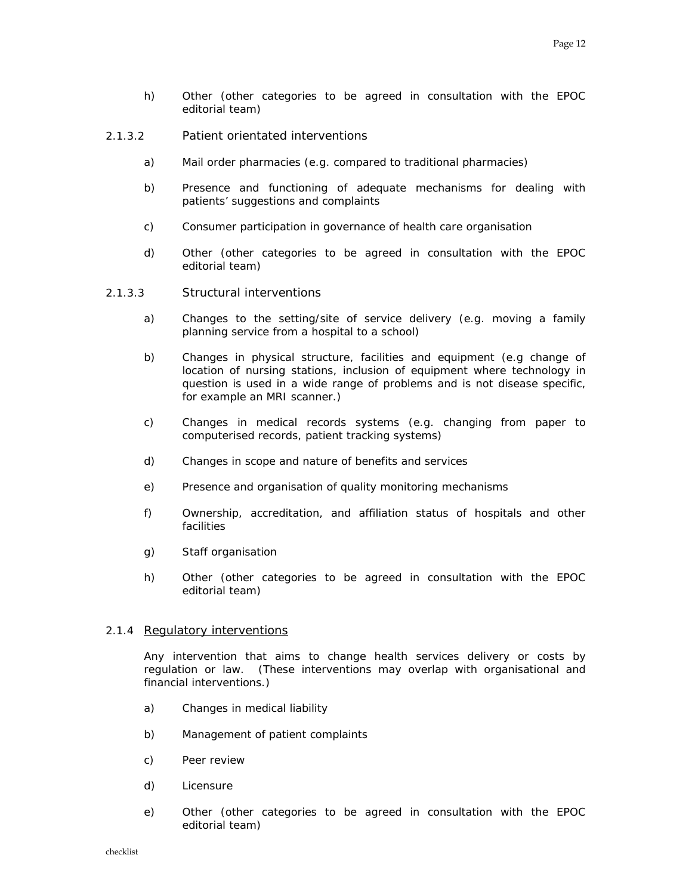h) Other (other categories to be agreed in consultation with the EPOC editorial team)

#### 2.1.3.2 Patient orientated interventions

a) Mail order pharmacies (e.g. compared to traditional pharmacies)

b) Presence and functioning of adequate mechanisms for dealing with patients' suggestions and complaints

c) Consumer participation in governance of health care organisation

d) Other (other categories to be agreed in consultation with the EPOC editorial team)

#### 2.1.3.3 Structural interventions

a) Changes to the setting/site of service delivery (e.g. moving a family planning service from a hospital to a school)

b) Changes in physical structure, facilities and equipment (e.g change of location of nursing stations, inclusion of equipment where technology in question is used in a wide range of problems and is not disease specific, for example an MRI scanner.)

c) Changes in medical records systems (e.g. changing from paper to computerised records, patient tracking systems)

d) Changes in scope and nature of benefits and services

e) Presence and organisation of quality monitoring mechanisms

f) Ownership, accreditation, and affiliation status of hospitals and other facilities

g) Staff organisation

h) Other (other categories to be agreed in consultation with the EPOC editorial team)

### 2.1.4 Regulatory interventions

Any intervention that aims to change health services delivery or costs by regulation or law. (These interventions may overlap with organisational and financial interventions.)

a) Changes in medical liability

b) Management of patient complaints

c) Peer review

d) Licensure

e) Other (other categories to be agreed in consultation with the EPOC editorial team)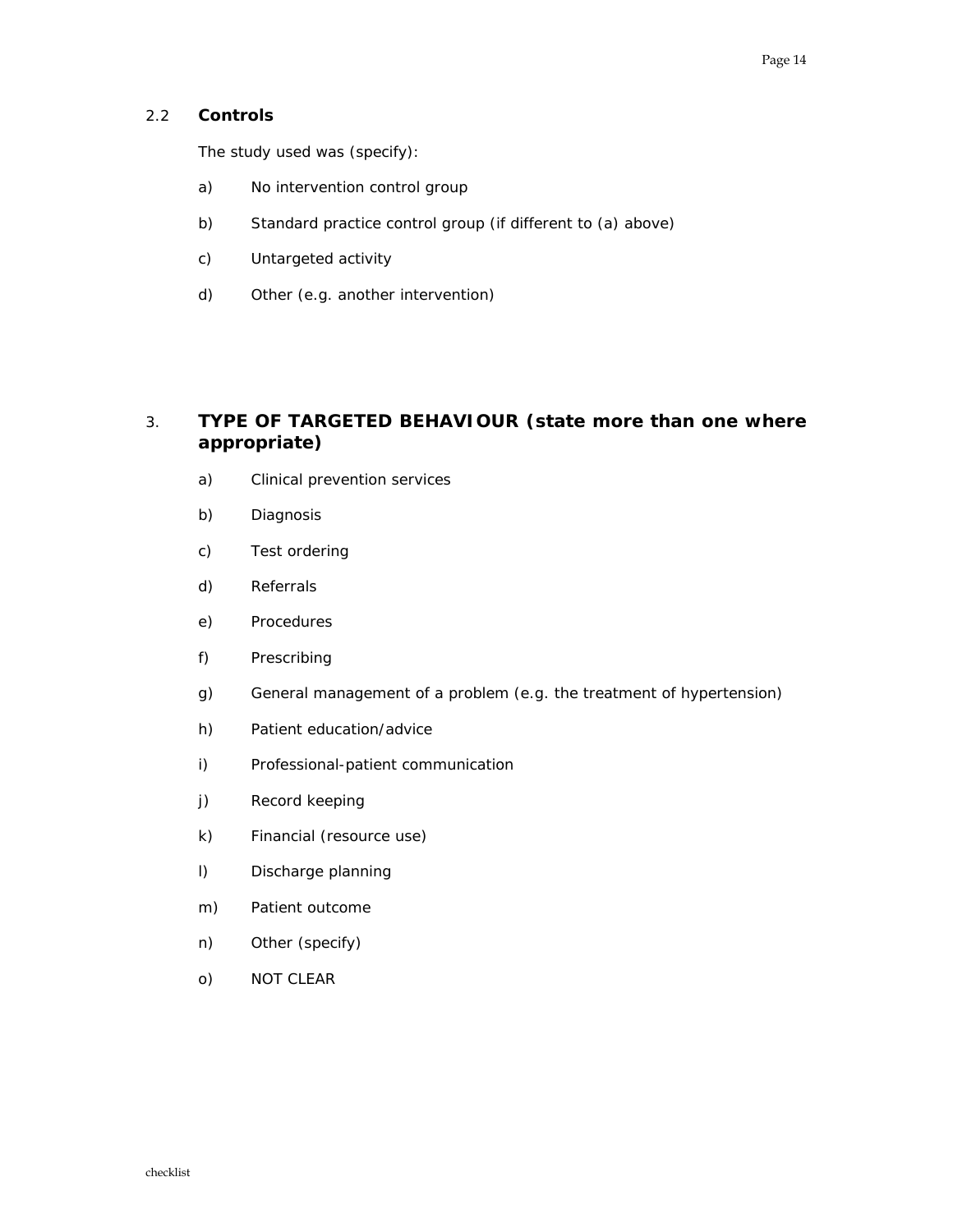### 2.2 Controls

The study used was (specify):

a) No intervention control group

b) Standard practice control group (if different to (a) above)

c) Untargeted activity

d) Other (e.g. another intervention)

## 3. TYPE OF TARGETED BEHAVIOUR (state more than one where appropriate)

a) Clinical prevention services

b) Diagnosis

c) Test ordering

d) Referrals

e) Procedures

f) Prescribing

g) General management of a problem (e.g. the treatment of hypertension)

h) Patient education/advice

i) Professional-patient communication

j) Record keeping

k) Financial (resource use)

l) Discharge planning

m) Patient outcome

n) Other (specify)

o) NOT CLEAR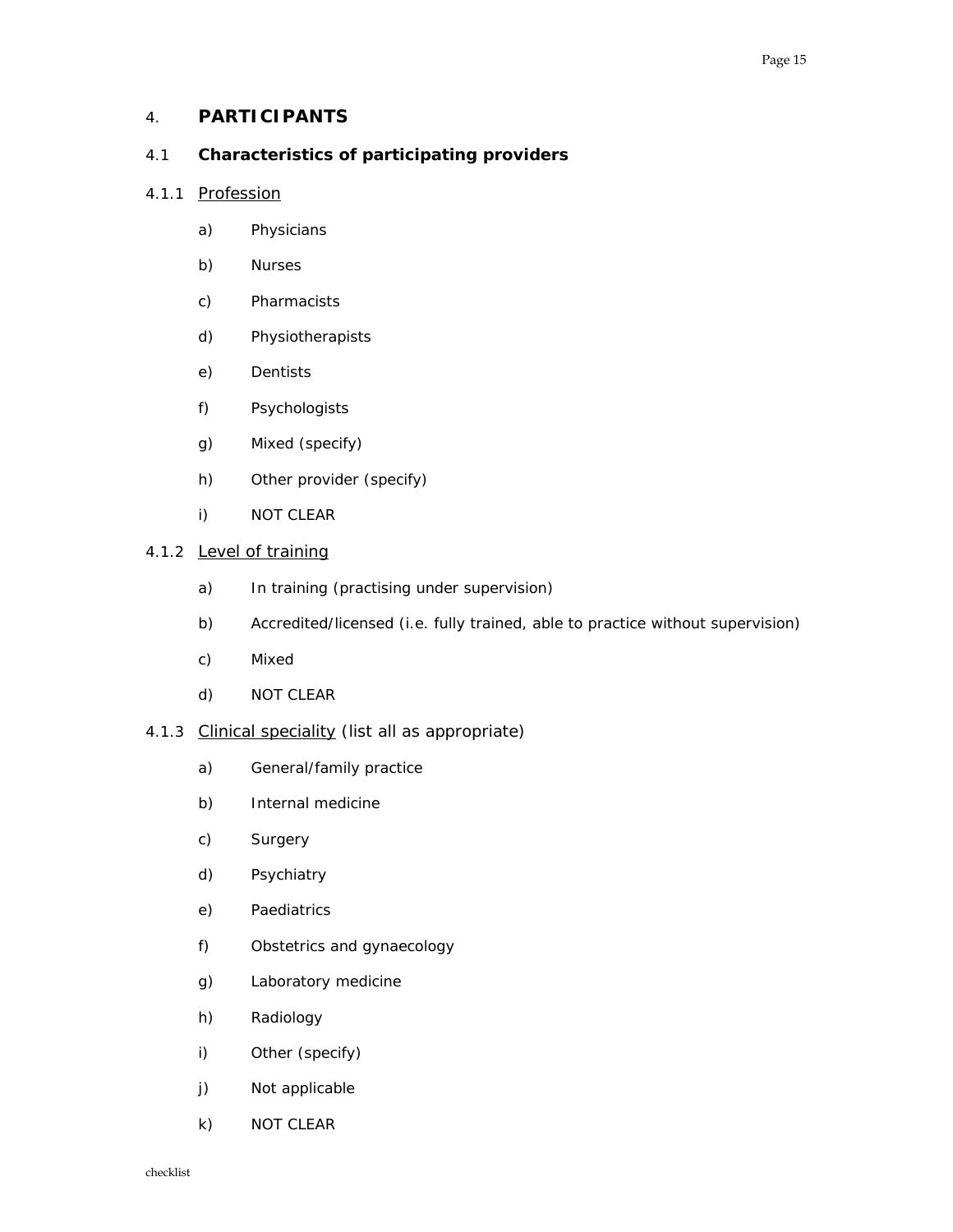## 4. PARTICIPANTS

### 4.1 Characteristics of participating providers

#### 4.1.1 Profession

a) Physicians

b) Nurses

c) Pharmacists

d) Physiotherapists

e) Dentists

f) Psychologists

g) Mixed (specify)

h) Other provider (specify)

i) NOT CLEAR

#### 4.1.2 Level of training

a) In training (practising under supervision)

b) Accredited/licensed (i.e. fully trained, able to practice without supervision)

c) Mixed

d) NOT CLEAR

#### 4.1.3 Clinical speciality (list all as appropriate)

a) General/family practice

b) Internal medicine

c) Surgery

d) Psychiatry

e) Paediatrics

f) Obstetrics and gynaecology

g) Laboratory medicine

h) Radiology

i) Other (specify)

j) Not applicable

k) NOT CLEAR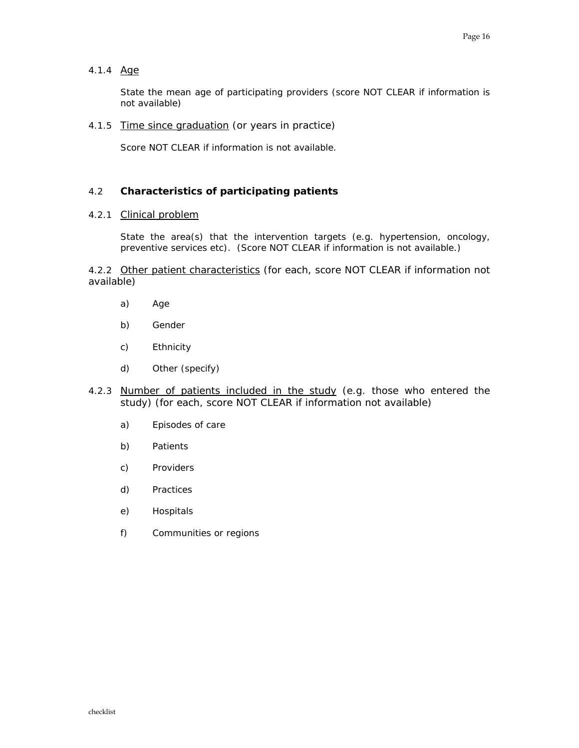#### 4.1.4 Age

State the mean age of participating providers (score NOT CLEAR if information is not available)

#### 4.1.5 Time since graduation (or years in practice)

Score NOT CLEAR if information is not available.

### 4.2 **Characteristics of participating patients**

#### 4.2.1 Clinical problem

State the area(s) that the intervention targets (e.g. hypertension, oncology, preventive services etc). (Score NOT CLEAR if information is not available.)

#### 4.2.2 Other patient characteristics (for each, score NOT CLEAR if information not available)

a) Age

b) Gender

c) Ethnicity

d) Other (specify)

#### 4.2.3 Number of patients included in the study (e.g. those who entered the study) (for each, score NOT CLEAR if information not available)

a) Episodes of care

b) Patients

c) Providers

d) Practices

e) Hospitals

f) Communities or regions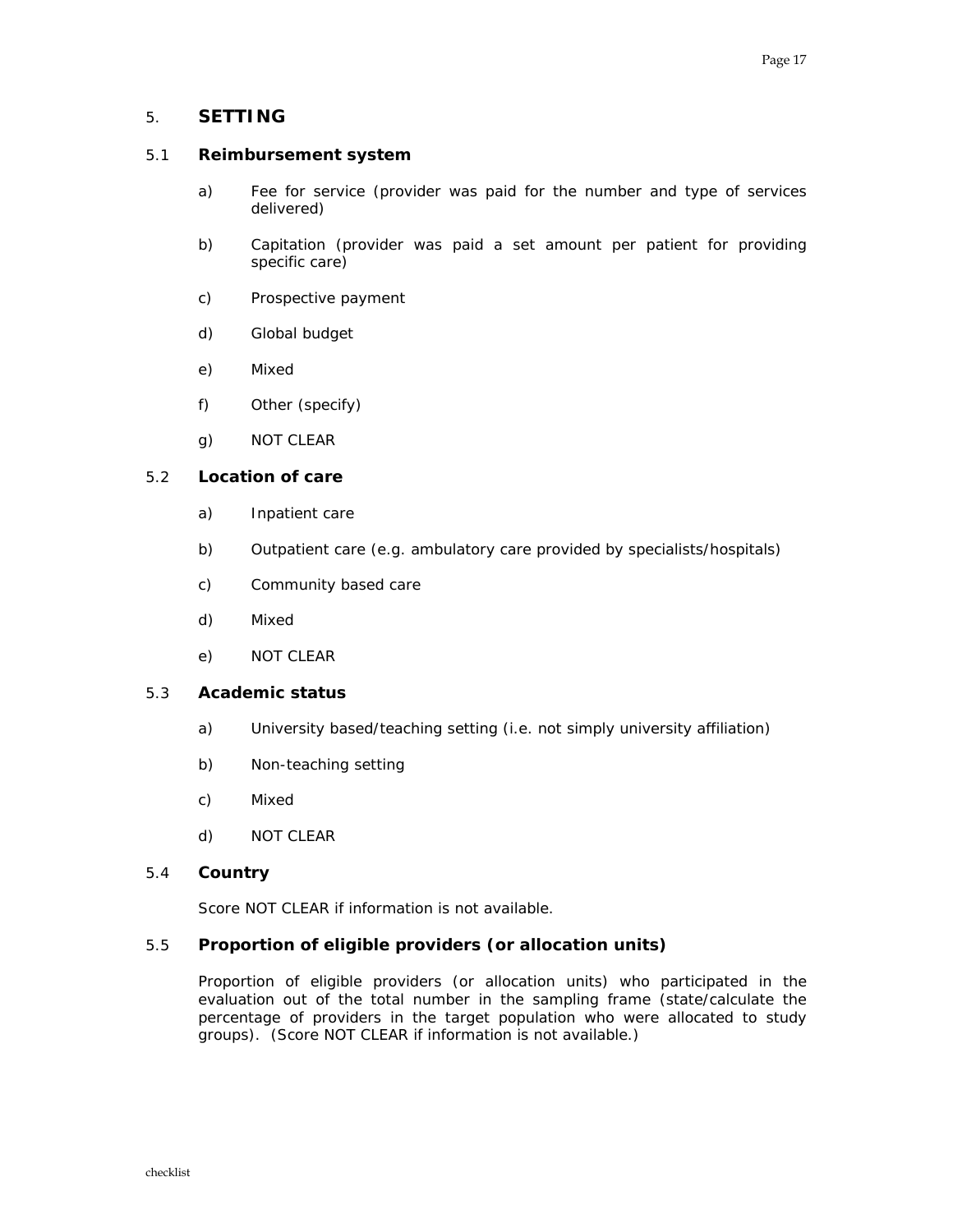## 5. SETTING

### 5.1 Reimbursement system

a) Fee for service (provider was paid for the number and type of services delivered)

b) Capitation (provider was paid a set amount per patient for providing specific care)

c) Prospective payment

d) Global budget

e) Mixed

f) Other (specify)

g) NOT CLEAR

### 5.2 Location of care

a) Inpatient care

b) Outpatient care (e.g. ambulatory care provided by specialists/hospitals)

c) Community based care

d) Mixed

e) NOT CLEAR

### 5.3 Academic status

a) University based/teaching setting (i.e. not simply university affiliation)

b) Non-teaching setting

c) Mixed

d) NOT CLEAR

### 5.4 Country

Score NOT CLEAR if information is not available.

### 5.5 Proportion of eligible providers (or allocation units)

Proportion of eligible providers (or allocation units) who participated in the evaluation out of the total number in the sampling frame (state/calculate the percentage of providers in the target population who were allocated to study groups). (Score NOT CLEAR if information is not available.)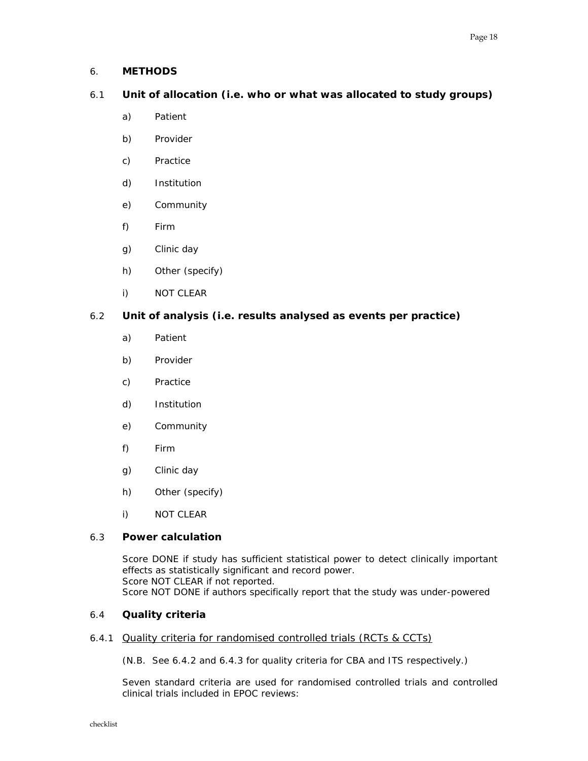## 6. METHODS

### 6.1 Unit of allocation (i.e. who or what was allocated to study groups)

a) Patient

b) Provider

c) Practice

d) Institution

e) Community

f) Firm

g) Clinic day

h) Other (specify)

i) NOT CLEAR

### 6.2 Unit of analysis (i.e. results analysed as events per practice)

a) Patient

b) Provider

c) Practice

d) Institution

e) Community

f) Firm

g) Clinic day

h) Other (specify)

i) NOT CLEAR

### 6.3 Power calculation

Score DONE if study has sufficient statistical power to detect clinically important effects as statistically significant and record power.
Score NOT CLEAR if not reported.
Score NOT DONE if authors specifically report that the study was under-powered

### 6.4 Quality criteria

#### 6.4.1 Quality criteria for randomised controlled trials (RCTs & CCTs)

(N.B. See 6.4.2 and 6.4.3 for quality criteria for CBA and ITS respectively.)

Seven standard criteria are used for randomised controlled trials and controlled clinical trials included in EPOC reviews: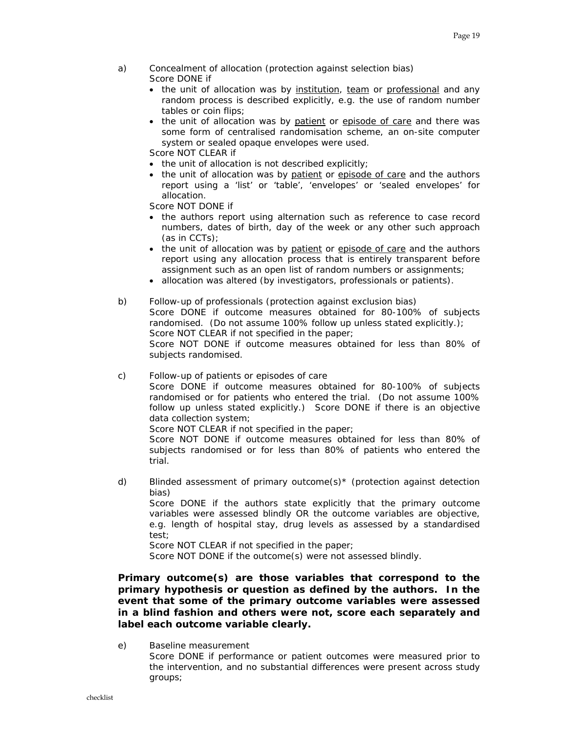a) Concealment of allocation (protection against selection bias)

Score DONE if

- the unit of allocation was by <u>institution</u>, <u>team</u> or <u>professional</u> and any random process is described explicitly, e.g. the use of random number tables or coin flips;
- the unit of allocation was by <u>patient</u> or <u>episode of care</u> and there was some form of centralised randomisation scheme, an on-site computer system or sealed opaque envelopes were used.

Score NOT CLEAR if

- the unit of allocation is not described explicitly;
- the unit of allocation was by <u>patient</u> or <u>episode of care</u> and the authors report using a 'list' or 'table', 'envelopes' or 'sealed envelopes' for allocation.

Score NOT DONE if

- the authors report using alternation such as reference to case record numbers, dates of birth, day of the week or any other such approach (as in CCTs);
- the unit of allocation was by <u>patient</u> or <u>episode of care</u> and the authors report using any allocation process that is entirely transparent before assignment such as an open list of random numbers or assignments;
- allocation was altered (by investigators, professionals or patients).

b) Follow-up of professionals (protection against exclusion bias)

Score DONE if outcome measures obtained for 80-100% of subjects randomised. (Do not assume 100% follow up unless stated explicitly.);
Score NOT CLEAR if not specified in the paper;
Score NOT DONE if outcome measures obtained for less than 80% of subjects randomised.

c) Follow-up of patients or episodes of care

Score DONE if outcome measures obtained for 80-100% of subjects randomised or for patients who entered the trial. (Do not assume 100% follow up unless stated explicitly.) Score DONE if there is an objective data collection system;
Score NOT CLEAR if not specified in the paper;
Score NOT DONE if outcome measures obtained for less than 80% of subjects randomised or for less than 80% of patients who entered the trial.

d) Blinded assessment of primary outcome(s)* (protection against detection bias)

Score DONE if the authors state explicitly that the primary outcome variables were assessed blindly OR the outcome variables are objective, e.g. length of hospital stay, drug levels as assessed by a standardised test;
Score NOT CLEAR if not specified in the paper;
Score NOT DONE if the outcome(s) were not assessed blindly.

**Primary outcome(s) are those variables that correspond to the primary hypothesis or question as defined by the authors. In the event that some of the primary outcome variables were assessed in a blind fashion and others were not, score each separately and label each outcome variable clearly.**

e) Baseline measurement

Score DONE if performance or patient outcomes were measured prior to the intervention, and no substantial differences were present across study groups;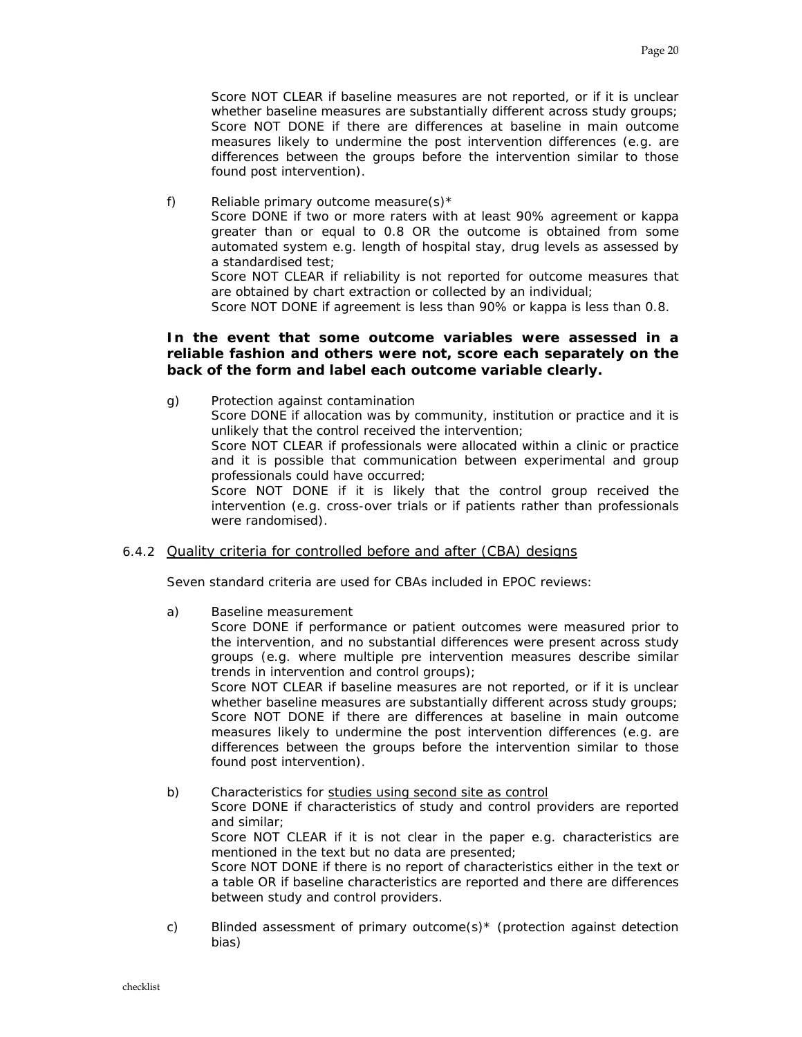Score NOT CLEAR if baseline measures are not reported, or if it is unclear whether baseline measures are substantially different across study groups;
Score NOT DONE if there are differences at baseline in main outcome measures likely to undermine the post intervention differences (e.g. are differences between the groups before the intervention similar to those found post intervention).

f) Reliable primary outcome measure(s)*
Score DONE if two or more raters with at least 90% agreement or kappa greater than or equal to 0.8 OR the outcome is obtained from some automated system e.g. length of hospital stay, drug levels as assessed by a standardised test;
Score NOT CLEAR if reliability is not reported for outcome measures that are obtained by chart extraction or collected by an individual;
Score NOT DONE if agreement is less than 90% or kappa is less than 0.8.

**In the event that some outcome variables were assessed in a reliable fashion and others were not, score each separately on the back of the form and label each outcome variable clearly.**

g) Protection against contamination
Score DONE if allocation was by community, institution or practice and it is unlikely that the control received the intervention;
Score NOT CLEAR if professionals were allocated within a clinic or practice and it is possible that communication between experimental and group professionals could have occurred;
Score NOT DONE if it is likely that the control group received the intervention (e.g. cross-over trials or if patients rather than professionals were randomised).

### 6.4.2 Quality criteria for controlled before and after (CBA) designs

Seven standard criteria are used for CBAs included in EPOC reviews:

a) Baseline measurement
Score DONE if performance or patient outcomes were measured prior to the intervention, and no substantial differences were present across study groups (e.g. where multiple pre intervention measures describe similar trends in intervention and control groups);
Score NOT CLEAR if baseline measures are not reported, or if it is unclear whether baseline measures are substantially different across study groups;
Score NOT DONE if there are differences at baseline in main outcome measures likely to undermine the post intervention differences (e.g. are differences between the groups before the intervention similar to those found post intervention).

b) Characteristics for studies using second site as control
Score DONE if characteristics of study and control providers are reported and similar;
Score NOT CLEAR if it is not clear in the paper e.g. characteristics are mentioned in the text but no data are presented;
Score NOT DONE if there is no report of characteristics either in the text or a table OR if baseline characteristics are reported and there are differences between study and control providers.

c) Blinded assessment of primary outcome(s)* (protection against detection bias)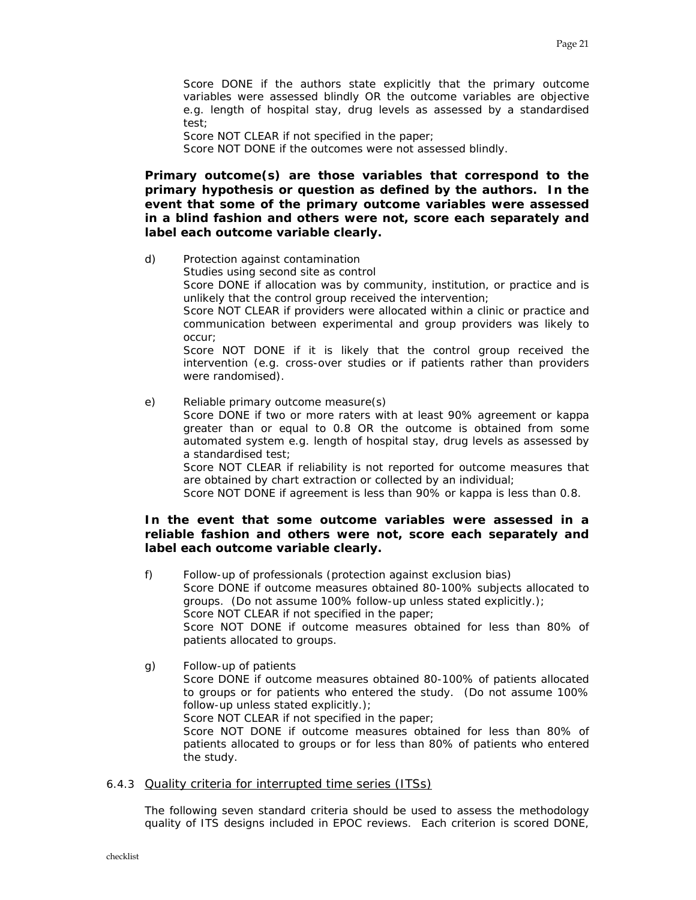Score DONE if the authors state explicitly that the primary outcome variables were assessed blindly OR the outcome variables are objective e.g. length of hospital stay, drug levels as assessed by a standardised test;
Score NOT CLEAR if not specified in the paper;
Score NOT DONE if the outcomes were not assessed blindly.

**Primary outcome(s) are those variables that correspond to the primary hypothesis or question as defined by the authors. In the event that some of the primary outcome variables were assessed in a blind fashion and others were not, score each separately and label each outcome variable clearly.**

d) Protection against contamination
Studies using second site as control
Score DONE if allocation was by community, institution, or practice and is unlikely that the control group received the intervention;
Score NOT CLEAR if providers were allocated within a clinic or practice and communication between experimental and group providers was likely to occur;
Score NOT DONE if it is likely that the control group received the intervention (e.g. cross-over studies or if patients rather than providers were randomised).

e) Reliable primary outcome measure(s)
Score DONE if two or more raters with at least 90% agreement or kappa greater than or equal to 0.8 OR the outcome is obtained from some automated system e.g. length of hospital stay, drug levels as assessed by a standardised test;
Score NOT CLEAR if reliability is not reported for outcome measures that are obtained by chart extraction or collected by an individual;
Score NOT DONE if agreement is less than 90% or kappa is less than 0.8.

**In the event that some outcome variables were assessed in a reliable fashion and others were not, score each separately and label each outcome variable clearly.**

f) Follow-up of professionals (protection against exclusion bias)
Score DONE if outcome measures obtained 80-100% subjects allocated to groups. (Do not assume 100% follow-up unless stated explicitly.);
Score NOT CLEAR if not specified in the paper;
Score NOT DONE if outcome measures obtained for less than 80% of patients allocated to groups.

g) Follow-up of patients
Score DONE if outcome measures obtained 80-100% of patients allocated to groups or for patients who entered the study. (Do not assume 100% follow-up unless stated explicitly.);
Score NOT CLEAR if not specified in the paper;
Score NOT DONE if outcome measures obtained for less than 80% of patients allocated to groups or for less than 80% of patients who entered the study.

### 6.4.3 Quality criteria for interrupted time series (ITSs)

The following seven standard criteria should be used to assess the methodology quality of ITS designs included in EPOC reviews. Each criterion is scored DONE,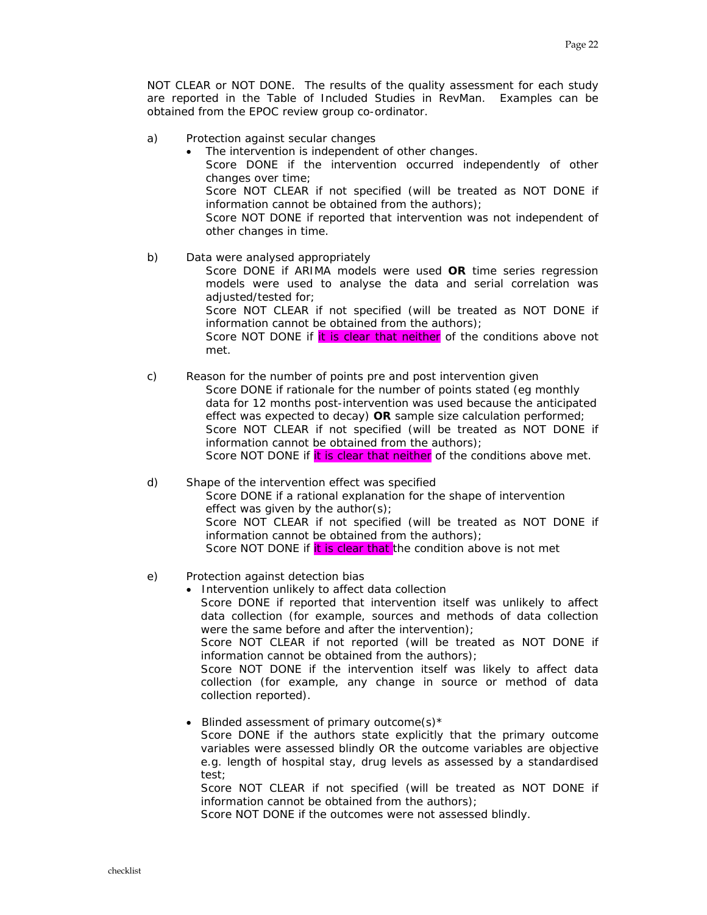NOT CLEAR or NOT DONE. The results of the quality assessment for each study are reported in the Table of Included Studies in RevMan. Examples can be obtained from the EPOC review group co-ordinator.

a) Protection against secular changes

- The intervention is independent of other changes.

  Score DONE if the intervention occurred independently of other changes over time;

  Score NOT CLEAR if not specified (will be treated as NOT DONE if information cannot be obtained from the authors);

  Score NOT DONE if reported that intervention was not independent of other changes in time.

b) Data were analysed appropriately

  Score DONE if ARIMA models were used **OR** time series regression models were used to analyse the data and serial correlation was adjusted/tested for;

  Score NOT CLEAR if not specified (will be treated as NOT DONE if information cannot be obtained from the authors);

  Score NOT DONE if it is clear that neither of the conditions above not met.

c) Reason for the number of points pre and post intervention given

  Score DONE if rationale for the number of points stated (eg monthly data for 12 months post-intervention was used because the anticipated effect was expected to decay) **OR** sample size calculation performed;

  Score NOT CLEAR if not specified (will be treated as NOT DONE if information cannot be obtained from the authors);

  Score NOT DONE if it is clear that neither of the conditions above met.

d) Shape of the intervention effect was specified

  Score DONE if a rational explanation for the shape of intervention effect was given by the author(s);

  Score NOT CLEAR if not specified (will be treated as NOT DONE if information cannot be obtained from the authors);

  Score NOT DONE if it is clear that the condition above is not met

e) Protection against detection bias

- Intervention unlikely to affect data collection

  Score DONE if reported that intervention itself was unlikely to affect data collection (for example, sources and methods of data collection were the same before and after the intervention);

  Score NOT CLEAR if not reported (will be treated as NOT DONE if information cannot be obtained from the authors);

  Score NOT DONE if the intervention itself was likely to affect data collection (for example, any change in source or method of data collection reported).

- Blinded assessment of primary outcome(s)*

  Score DONE if the authors state explicitly that the primary outcome variables were assessed blindly OR the outcome variables are objective e.g. length of hospital stay, drug levels as assessed by a standardised test;

  Score NOT CLEAR if not specified (will be treated as NOT DONE if information cannot be obtained from the authors);

  Score NOT DONE if the outcomes were not assessed blindly.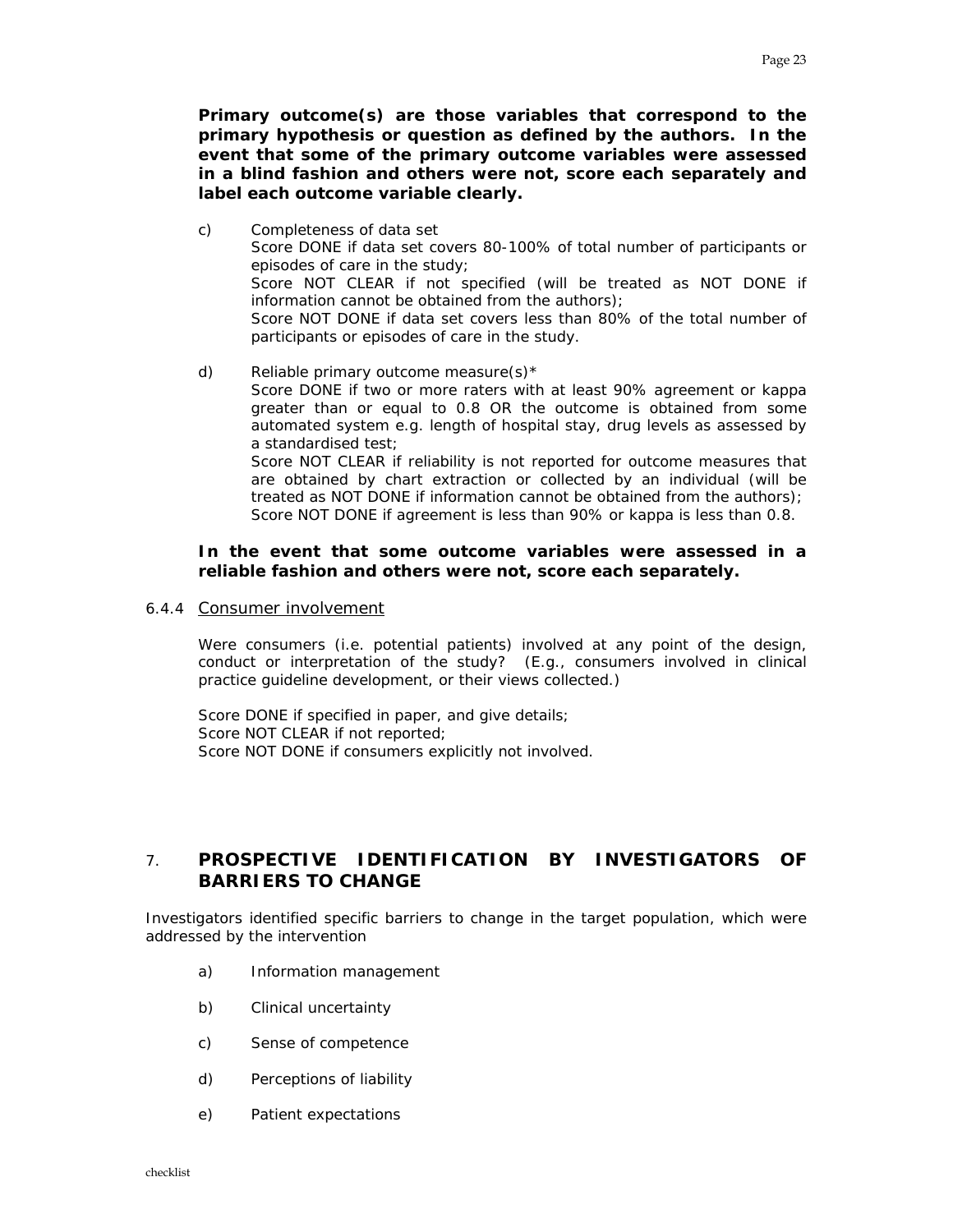**Primary outcome(s) are those variables that correspond to the primary hypothesis or question as defined by the authors. In the event that some of the primary outcome variables were assessed in a blind fashion and others were not, score each separately and label each outcome variable clearly.**

c) Completeness of data set
Score DONE if data set covers 80-100% of total number of participants or episodes of care in the study;
Score NOT CLEAR if not specified (will be treated as NOT DONE if information cannot be obtained from the authors);
Score NOT DONE if data set covers less than 80% of the total number of participants or episodes of care in the study.

d) Reliable primary outcome measure(s)*
Score DONE if two or more raters with at least 90% agreement or kappa greater than or equal to 0.8 OR the outcome is obtained from some automated system e.g. length of hospital stay, drug levels as assessed by a standardised test;
Score NOT CLEAR if reliability is not reported for outcome measures that are obtained by chart extraction or collected by an individual (will be treated as NOT DONE if information cannot be obtained from the authors);
Score NOT DONE if agreement is less than 90% or kappa is less than 0.8.

**In the event that some outcome variables were assessed in a reliable fashion and others were not, score each separately.**

### 6.4.4 Consumer involvement

Were consumers (i.e. potential patients) involved at any point of the design, conduct or interpretation of the study? (E.g., consumers involved in clinical practice guideline development, or their views collected.)

Score DONE if specified in paper, and give details;
Score NOT CLEAR if not reported;
Score NOT DONE if consumers explicitly not involved.

## 7. PROSPECTIVE IDENTIFICATION BY INVESTIGATORS OF BARRIERS TO CHANGE

Investigators identified specific barriers to change in the target population, which were addressed by the intervention

a) Information management

b) Clinical uncertainty

c) Sense of competence

d) Perceptions of liability

e) Patient expectations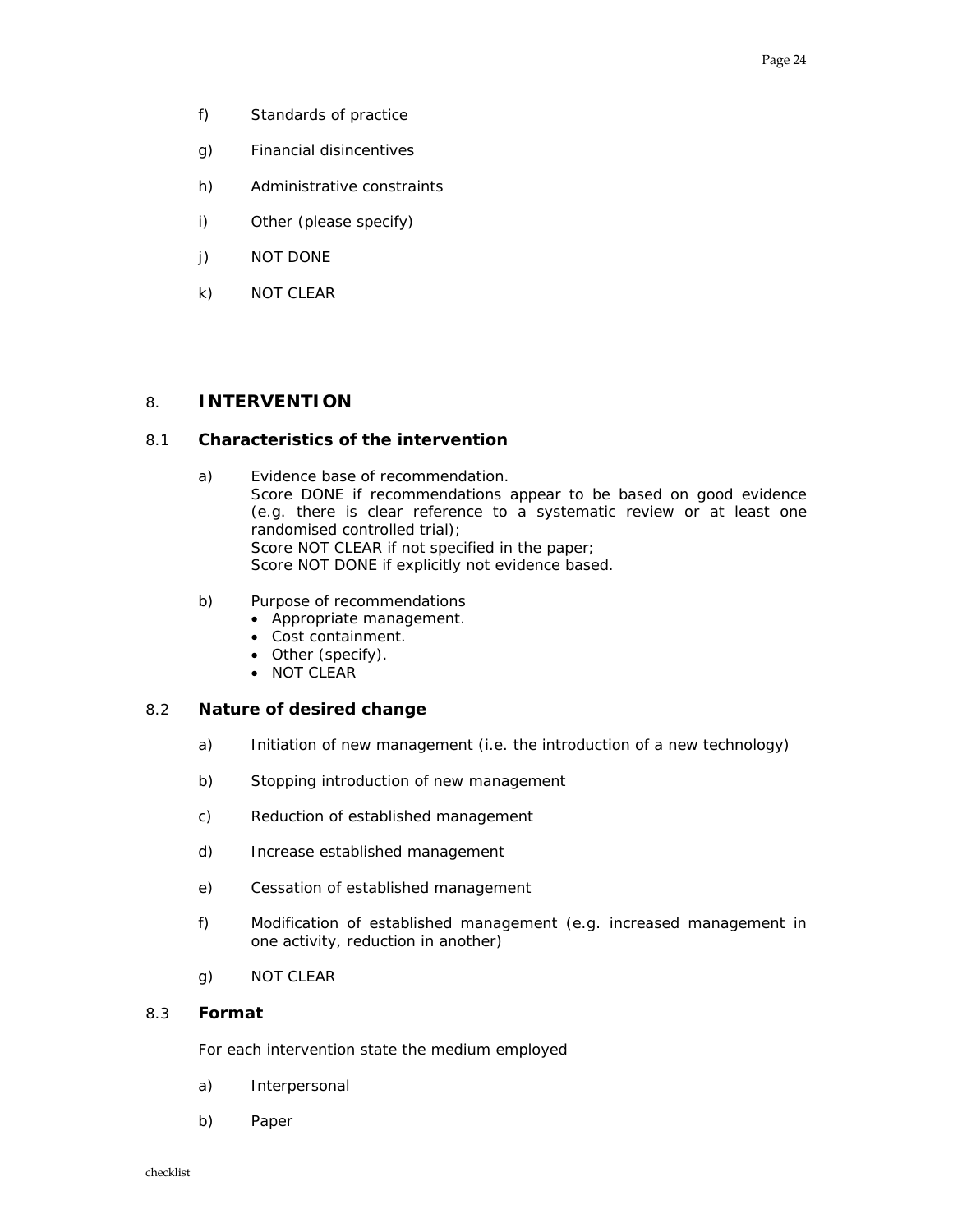f) Standards of practice

g) Financial disincentives

h) Administrative constraints

i) Other (please specify)

j) NOT DONE

k) NOT CLEAR

## 8. INTERVENTION

### 8.1 Characteristics of the intervention

a) Evidence base of recommendation.
Score DONE if recommendations appear to be based on good evidence (e.g. there is clear reference to a systematic review or at least one randomised controlled trial);
Score NOT CLEAR if not specified in the paper;
Score NOT DONE if explicitly not evidence based.

b) Purpose of recommendations
- Appropriate management.
- Cost containment.
- Other (specify).
- NOT CLEAR

### 8.2 Nature of desired change

a) Initiation of new management (i.e. the introduction of a new technology)

b) Stopping introduction of new management

c) Reduction of established management

d) Increase established management

e) Cessation of established management

f) Modification of established management (e.g. increased management in one activity, reduction in another)

g) NOT CLEAR

### 8.3 Format

For each intervention state the medium employed

a) Interpersonal

b) Paper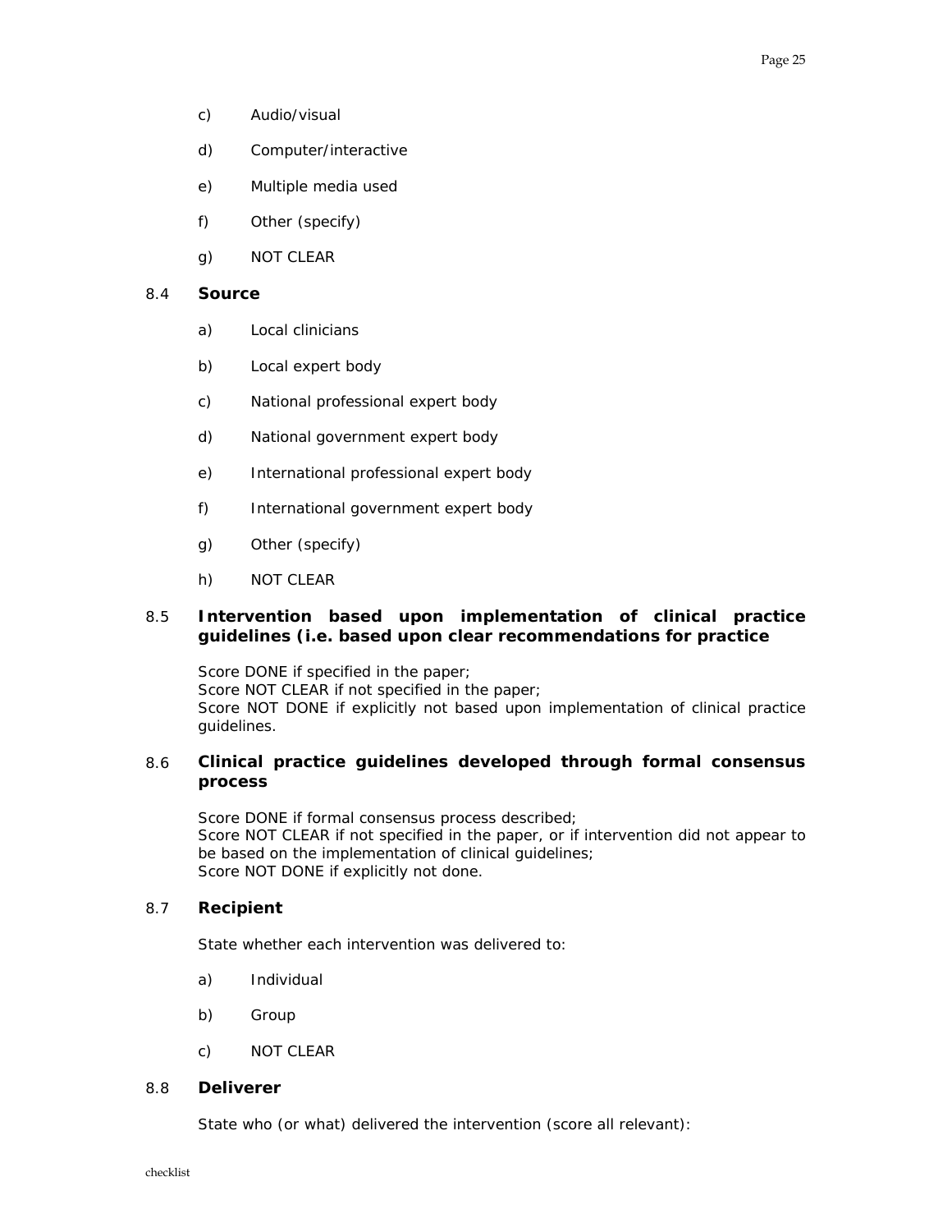c) Audio/visual

d) Computer/interactive

e) Multiple media used

f) Other (specify)

g) NOT CLEAR

### 8.4 Source

a) Local clinicians

b) Local expert body

c) National professional expert body

d) National government expert body

e) International professional expert body

f) International government expert body

g) Other (specify)

h) NOT CLEAR

### 8.5 Intervention based upon implementation of clinical practice guidelines (i.e. based upon clear recommendations for practice

Score DONE if specified in the paper;
Score NOT CLEAR if not specified in the paper;
Score NOT DONE if explicitly not based upon implementation of clinical practice guidelines.

### 8.6 Clinical practice guidelines developed through formal consensus process

Score DONE if formal consensus process described;
Score NOT CLEAR if not specified in the paper, or if intervention did not appear to be based on the implementation of clinical guidelines;
Score NOT DONE if explicitly not done.

### 8.7 Recipient

State whether each intervention was delivered to:

a) Individual

b) Group

c) NOT CLEAR

### 8.8 Deliverer

State who (or what) delivered the intervention (score all relevant):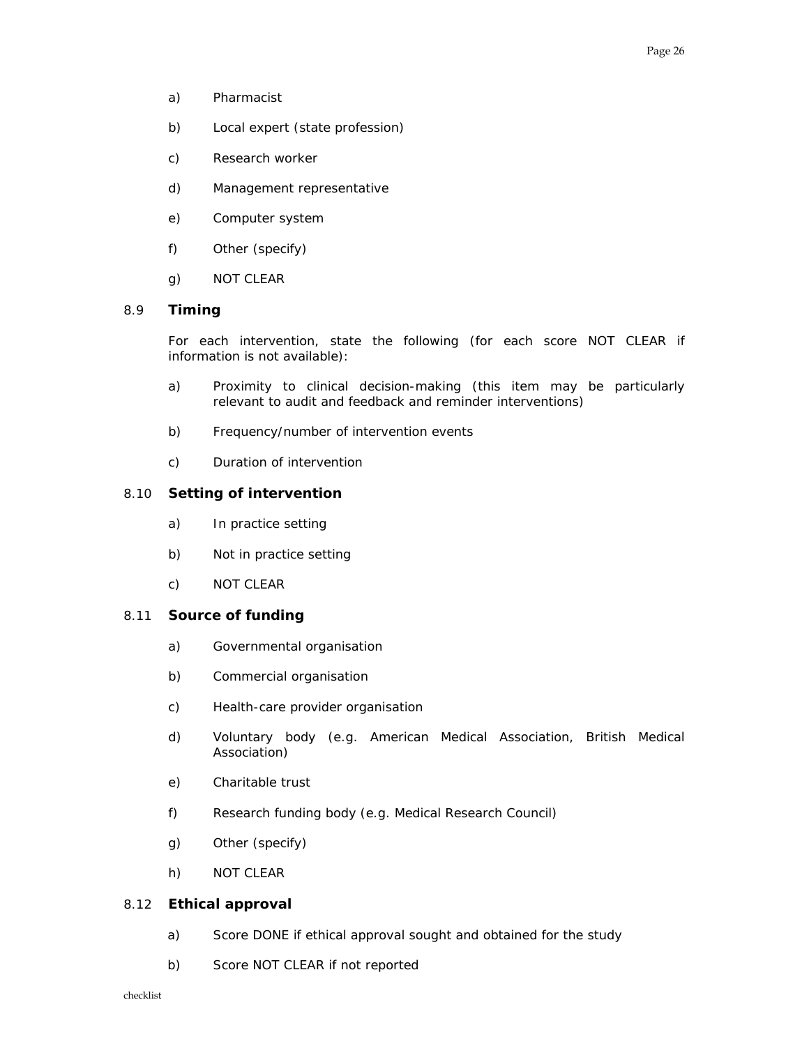a) Pharmacist

b) Local expert (state profession)

c) Research worker

d) Management representative

e) Computer system

f) Other (specify)

g) NOT CLEAR

### 8.9 Timing

For each intervention, state the following (for each score NOT CLEAR if information is not available):

a) Proximity to clinical decision-making (this item may be particularly relevant to audit and feedback and reminder interventions)

b) Frequency/number of intervention events

c) Duration of intervention

### 8.10 Setting of intervention

a) In practice setting

b) Not in practice setting

c) NOT CLEAR

### 8.11 Source of funding

a) Governmental organisation

b) Commercial organisation

c) Health-care provider organisation

d) Voluntary body (e.g. American Medical Association, British Medical Association)

e) Charitable trust

f) Research funding body (e.g. Medical Research Council)

g) Other (specify)

h) NOT CLEAR

### 8.12 Ethical approval

a) Score DONE if ethical approval sought and obtained for the study

b) Score NOT CLEAR if not reported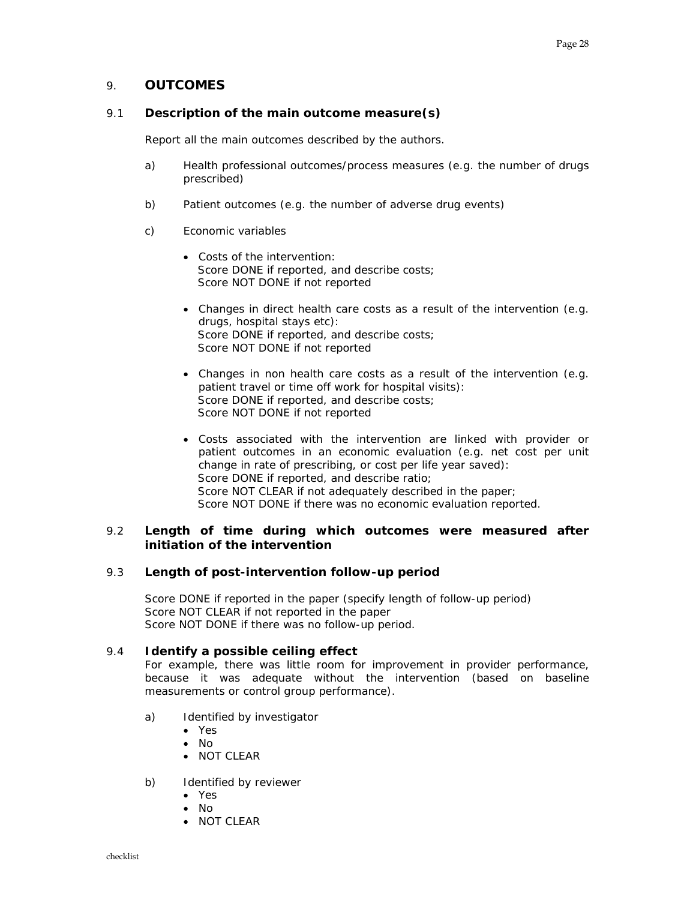## 9. OUTCOMES

### 9.1 Description of the main outcome measure(s)

Report all the main outcomes described by the authors.

a) Health professional outcomes/process measures (e.g. the number of drugs prescribed)

b) Patient outcomes (e.g. the number of adverse drug events)

c) Economic variables

- Costs of the intervention:
  Score DONE if reported, and describe costs;
  Score NOT DONE if not reported

- Changes in direct health care costs as a result of the intervention (e.g. drugs, hospital stays etc):
  Score DONE if reported, and describe costs;
  Score NOT DONE if not reported

- Changes in non health care costs as a result of the intervention (e.g. patient travel or time off work for hospital visits):
  Score DONE if reported, and describe costs;
  Score NOT DONE if not reported

- Costs associated with the intervention are linked with provider or patient outcomes in an economic evaluation (e.g. net cost per unit change in rate of prescribing, or cost per life year saved):
  Score DONE if reported, and describe ratio;
  Score NOT CLEAR if not adequately described in the paper;
  Score NOT DONE if there was no economic evaluation reported.

### 9.2 Length of time during which outcomes were measured after initiation of the intervention

### 9.3 Length of post-intervention follow-up period

Score DONE if reported in the paper (specify length of follow-up period)
Score NOT CLEAR if not reported in the paper
Score NOT DONE if there was no follow-up period.

### 9.4 Identify a possible ceiling effect

For example, there was little room for improvement in provider performance, because it was adequate without the intervention (based on baseline measurements or control group performance).

a) Identified by investigator
- Yes
- No
- NOT CLEAR

b) Identified by reviewer
- Yes
- No
- NOT CLEAR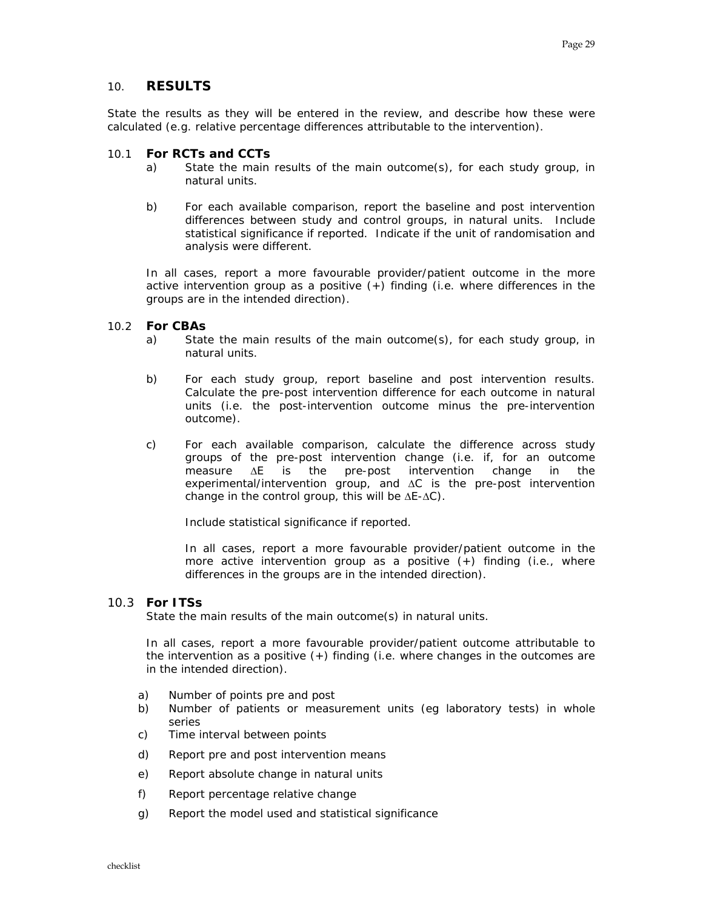## 10. RESULTS

State the results as they will be entered in the review, and describe how these were calculated (e.g. relative percentage differences attributable to the intervention).

### 10.1 For RCTs and CCTs

a) State the main results of the main outcome(s), for each study group, in natural units.

b) For each available comparison, report the baseline and post intervention differences between study and control groups, in natural units. Include statistical significance if reported. Indicate if the unit of randomisation and analysis were different.

In all cases, report a more favourable provider/patient outcome in the more active intervention group as a positive (+) finding (i.e. where differences in the groups are in the intended direction).

### 10.2 For CBAs

a) State the main results of the main outcome(s), for each study group, in natural units.

b) For each study group, report baseline and post intervention results. Calculate the pre-post intervention difference for each outcome in natural units (i.e. the post-intervention outcome minus the pre-intervention outcome).

c) For each available comparison, calculate the difference across study groups of the pre-post intervention change (i.e. if, for an outcome measure $\Delta E$ is the pre-post intervention change in the experimental/intervention group, and $\Delta C$ is the pre-post intervention change in the control group, this will be $\Delta E - \Delta C$).

   Include statistical significance if reported.

   In all cases, report a more favourable provider/patient outcome in the more active intervention group as a positive (+) finding (i.e., where differences in the groups are in the intended direction).

### 10.3 For ITSs

State the main results of the main outcome(s) in natural units.

In all cases, report a more favourable provider/patient outcome attributable to the intervention as a positive (+) finding (i.e. where changes in the outcomes are in the intended direction).

a) Number of points pre and post
b) Number of patients or measurement units (eg laboratory tests) in whole series
c) Time interval between points
d) Report pre and post intervention means
e) Report absolute change in natural units
f) Report percentage relative change
g) Report the model used and statistical significance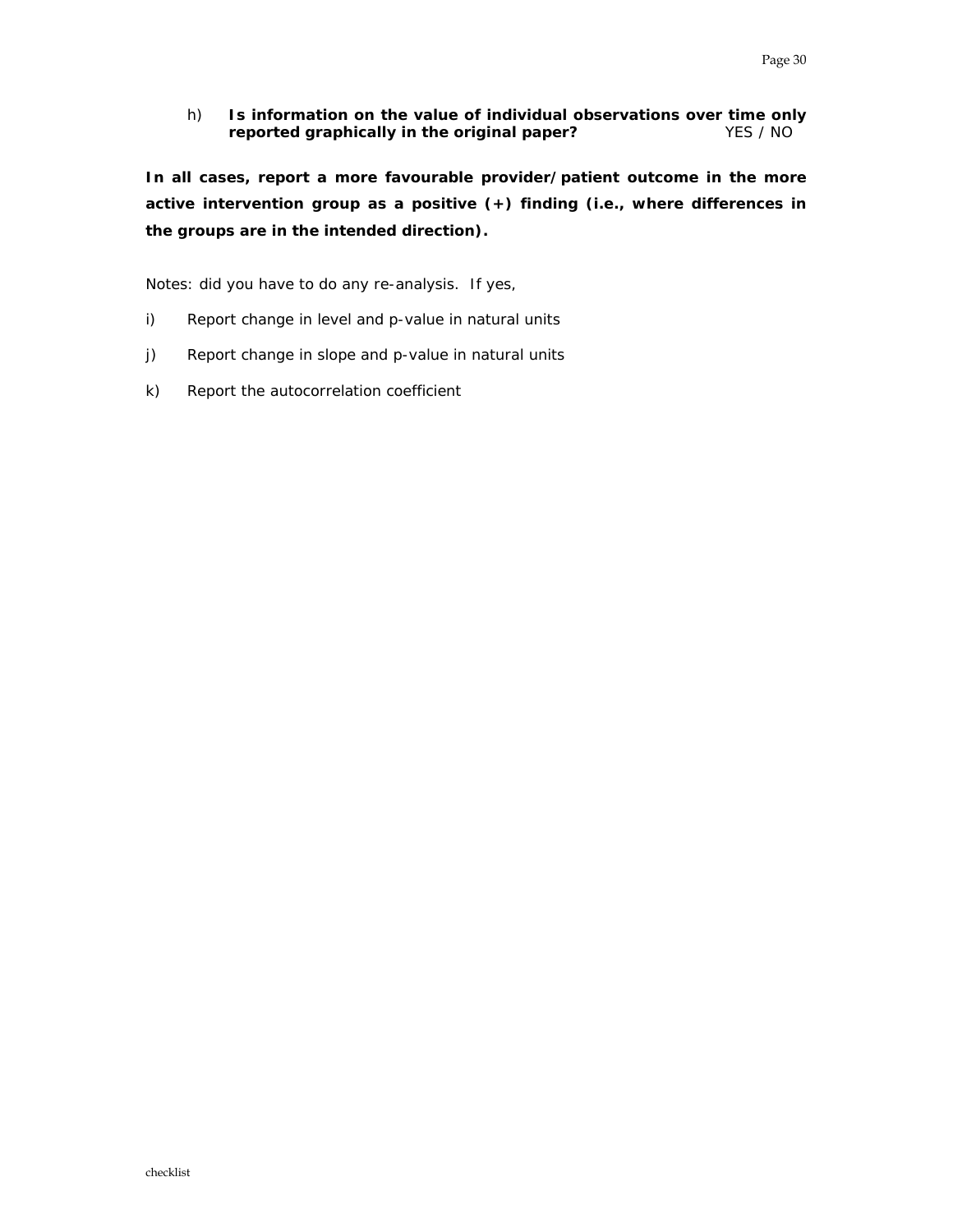h) **Is information on the value of individual observations over time only reported graphically in the original paper?** YES / NO

**In all cases, report a more favourable provider/patient outcome in the more active intervention group as a positive (+) finding (i.e., where differences in the groups are in the intended direction).**

Notes: did you have to do any re-analysis. If yes,

i) Report change in level and p-value in natural units

j) Report change in slope and p-value in natural units

k) Report the autocorrelation coefficient